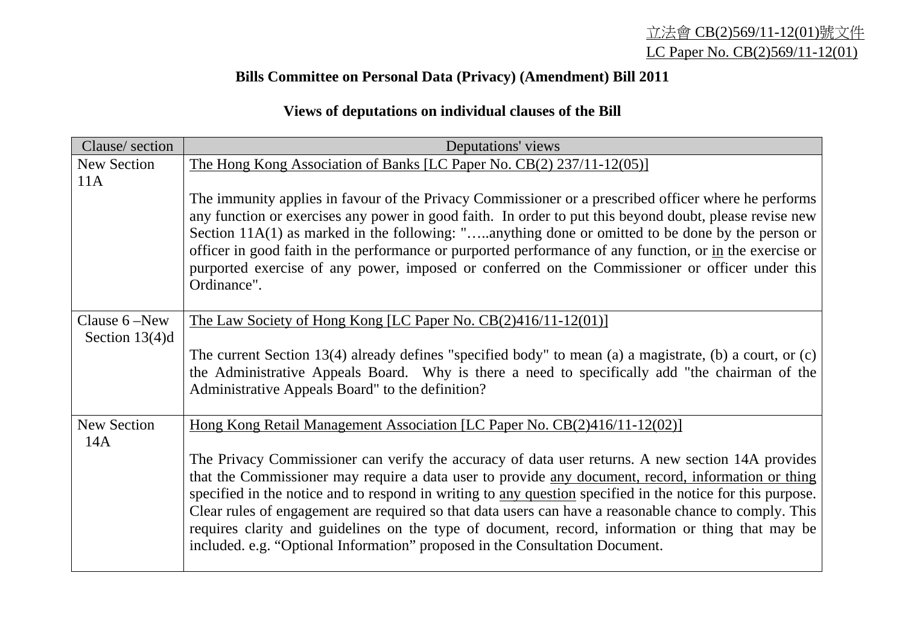立法會 CB(2)569/11-12(01)號文件
LC Paper No. CB(2)569/11-12(01)

**Bills Committee on Personal Data (Privacy) (Amendment) Bill 2011**

**Views of deputations on individual clauses of the Bill**

| Clause/ section | Deputations' views |
|---|---|
| New Section 11A | The Hong Kong Association of Banks [LC Paper No. CB(2) 237/11-12(05)]<br><br>The immunity applies in favour of the Privacy Commissioner or a prescribed officer where he performs any function or exercises any power in good faith. In order to put this beyond doubt, please revise new Section 11A(1) as marked in the following: "…..anything done or omitted to be done by the person or officer in good faith in the performance or purported performance of any function, or in the exercise or purported exercise of any power, imposed or conferred on the Commissioner or officer under this Ordinance". |
| Clause 6 –New Section 13(4)d | The Law Society of Hong Kong [LC Paper No. CB(2)416/11-12(01)]<br><br>The current Section 13(4) already defines "specified body" to mean (a) a magistrate, (b) a court, or (c) the Administrative Appeals Board. Why is there a need to specifically add "the chairman of the Administrative Appeals Board" to the definition? |
| New Section 14A | Hong Kong Retail Management Association [LC Paper No. CB(2)416/11-12(02)]<br><br>The Privacy Commissioner can verify the accuracy of data user returns. A new section 14A provides that the Commissioner may require a data user to provide any document, record, information or thing specified in the notice and to respond in writing to any question specified in the notice for this purpose. Clear rules of engagement are required so that data users can have a reasonable chance to comply. This requires clarity and guidelines on the type of document, record, information or thing that may be included. e.g. "Optional Information" proposed in the Consultation Document. |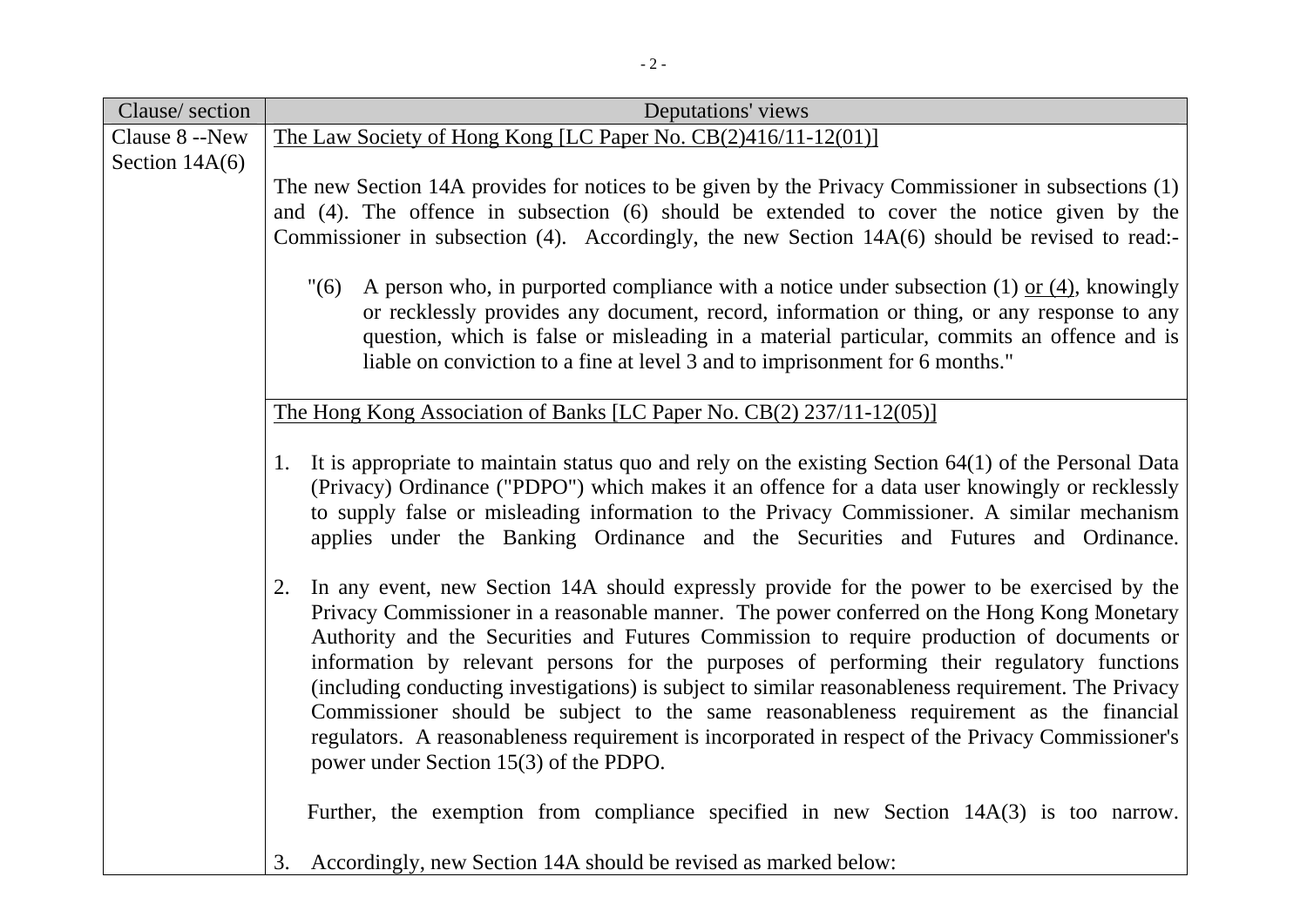| Clause/ section | Deputations' views |
|---|---|
| Clause 8 --New Section 14A(6) | The Law Society of Hong Kong [LC Paper No. CB(2)416/11-12(01)]<br><br>The new Section 14A provides for notices to be given by the Privacy Commissioner in subsections (1) and (4). The offence in subsection (6) should be extended to cover the notice given by the Commissioner in subsection (4). Accordingly, the new Section 14A(6) should be revised to read:-<br><br>"(6) A person who, in purported compliance with a notice under subsection (1) <u>or (4)</u>, knowingly or recklessly provides any document, record, information or thing, or any response to any question, which is false or misleading in a material particular, commits an offence and is liable on conviction to a fine at level 3 and to imprisonment for 6 months." |
| | The Hong Kong Association of Banks [LC Paper No. CB(2) 237/11-12(05)]<br><br>1. It is appropriate to maintain status quo and rely on the existing Section 64(1) of the Personal Data (Privacy) Ordinance ("PDPO") which makes it an offence for a data user knowingly or recklessly to supply false or misleading information to the Privacy Commissioner. A similar mechanism applies under the Banking Ordinance and the Securities and Futures and Ordinance.<br><br>2. In any event, new Section 14A should expressly provide for the power to be exercised by the Privacy Commissioner in a reasonable manner. The power conferred on the Hong Kong Monetary Authority and the Securities and Futures Commission to require production of documents or information by relevant persons for the purposes of performing their regulatory functions (including conducting investigations) is subject to similar reasonableness requirement. The Privacy Commissioner should be subject to the same reasonableness requirement as the financial regulators. A reasonableness requirement is incorporated in respect of the Privacy Commissioner's power under Section 15(3) of the PDPO.<br><br>Further, the exemption from compliance specified in new Section 14A(3) is too narrow.<br><br>3. Accordingly, new Section 14A should be revised as marked below: |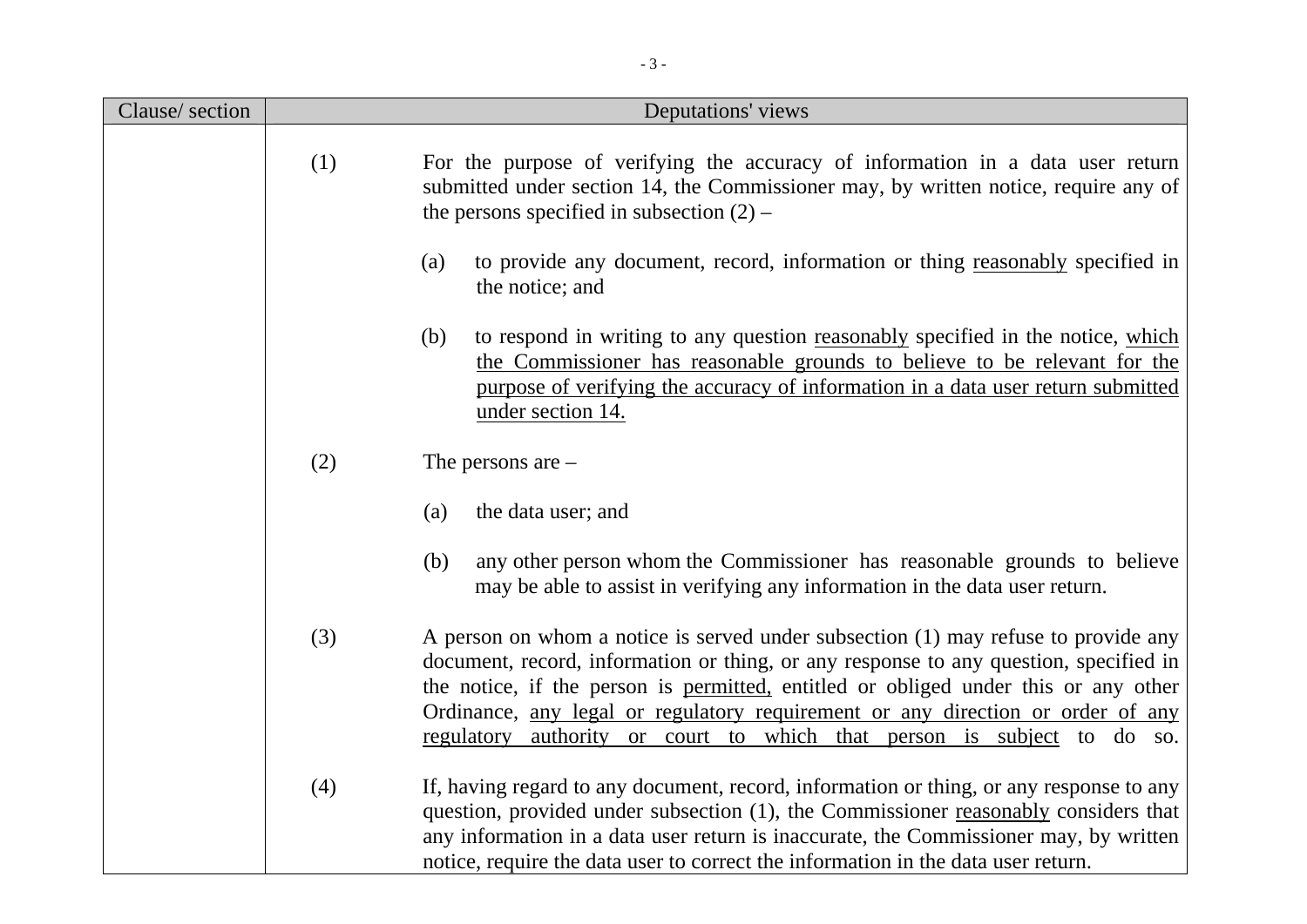| Clause/ section | Deputations' views |
| --- | --- |
| | (1) For the purpose of verifying the accuracy of information in a data user return submitted under section 14, the Commissioner may, by written notice, require any of the persons specified in subsection (2) –<br><br>(a) to provide any document, record, information or thing <u>reasonably</u> specified in the notice; and<br><br>(b) to respond in writing to any question <u>reasonably</u> specified in the notice, <u>which the Commissioner has reasonable grounds to believe to be relevant for the purpose of verifying the accuracy of information in a data user return submitted under section 14.</u><br><br>(2) The persons are –<br><br>(a) the data user; and<br><br>(b) any other person whom the Commissioner has reasonable grounds to believe may be able to assist in verifying any information in the data user return.<br><br>(3) A person on whom a notice is served under subsection (1) may refuse to provide any document, record, information or thing, or any response to any question, specified in the notice, if the person is <u>permitted,</u> entitled or obliged under this or any other Ordinance, <u>any legal or regulatory requirement or any direction or order of any regulatory authority or court to which that person is subject</u> to do so.<br><br>(4) If, having regard to any document, record, information or thing, or any response to any question, provided under subsection (1), the Commissioner <u>reasonably</u> considers that any information in a data user return is inaccurate, the Commissioner may, by written notice, require the data user to correct the information in the data user return. |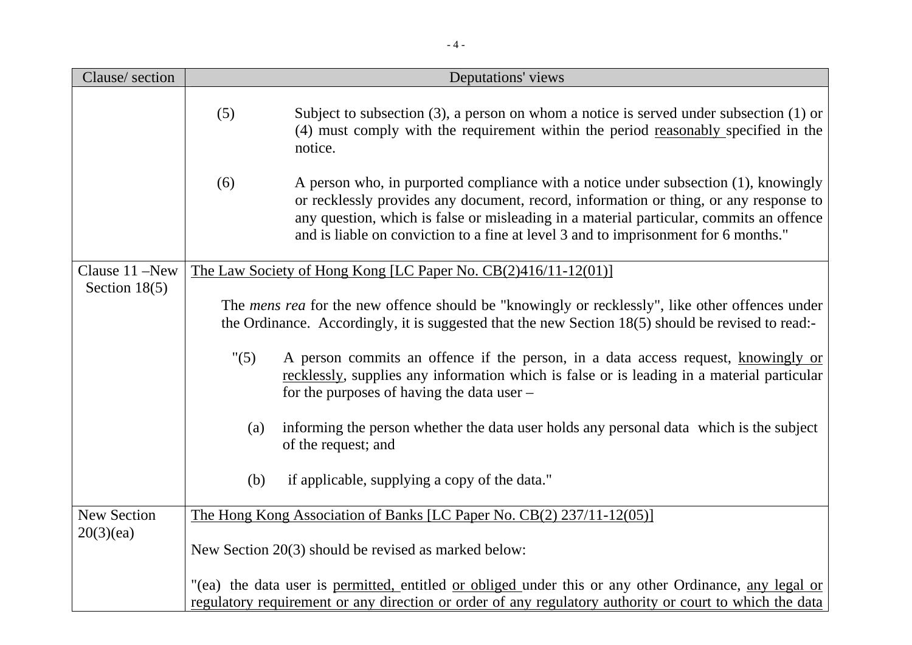| Clause/ section | Deputations' views |
|---|---|
| | (5) Subject to subsection (3), a person on whom a notice is served under subsection (1) or (4) must comply with the requirement within the period <u>reasonably</u> specified in the notice.<br><br>(6) A person who, in purported compliance with a notice under subsection (1), knowingly or recklessly provides any document, record, information or thing, or any response to any question, which is false or misleading in a material particular, commits an offence and is liable on conviction to a fine at level 3 and to imprisonment for 6 months." |
| Clause 11 –New Section 18(5) | <u>The Law Society of Hong Kong [LC Paper No. CB(2)416/11-12(01)]</u><br><br>The *mens rea* for the new offence should be "knowingly or recklessly", like other offences under the Ordinance. Accordingly, it is suggested that the new Section 18(5) should be revised to read:-<br><br>"(5) A person commits an offence if the person, in a data access request, <u>knowingly or recklessly</u>, supplies any information which is false or is leading in a material particular for the purposes of having the data user –<br><br>(a) informing the person whether the data user holds any personal data which is the subject of the request; and<br><br>(b) if applicable, supplying a copy of the data." |
| New Section 20(3)(ea) | <u>The Hong Kong Association of Banks [LC Paper No. CB(2) 237/11-12(05)]</u><br><br>New Section 20(3) should be revised as marked below:<br><br>"(ea) the data user is <u>permitted,</u> entitled <u>or obliged</u> under this or any other Ordinance, <u>any legal or regulatory requirement or any direction or order of any regulatory authority or court to which the data</u> |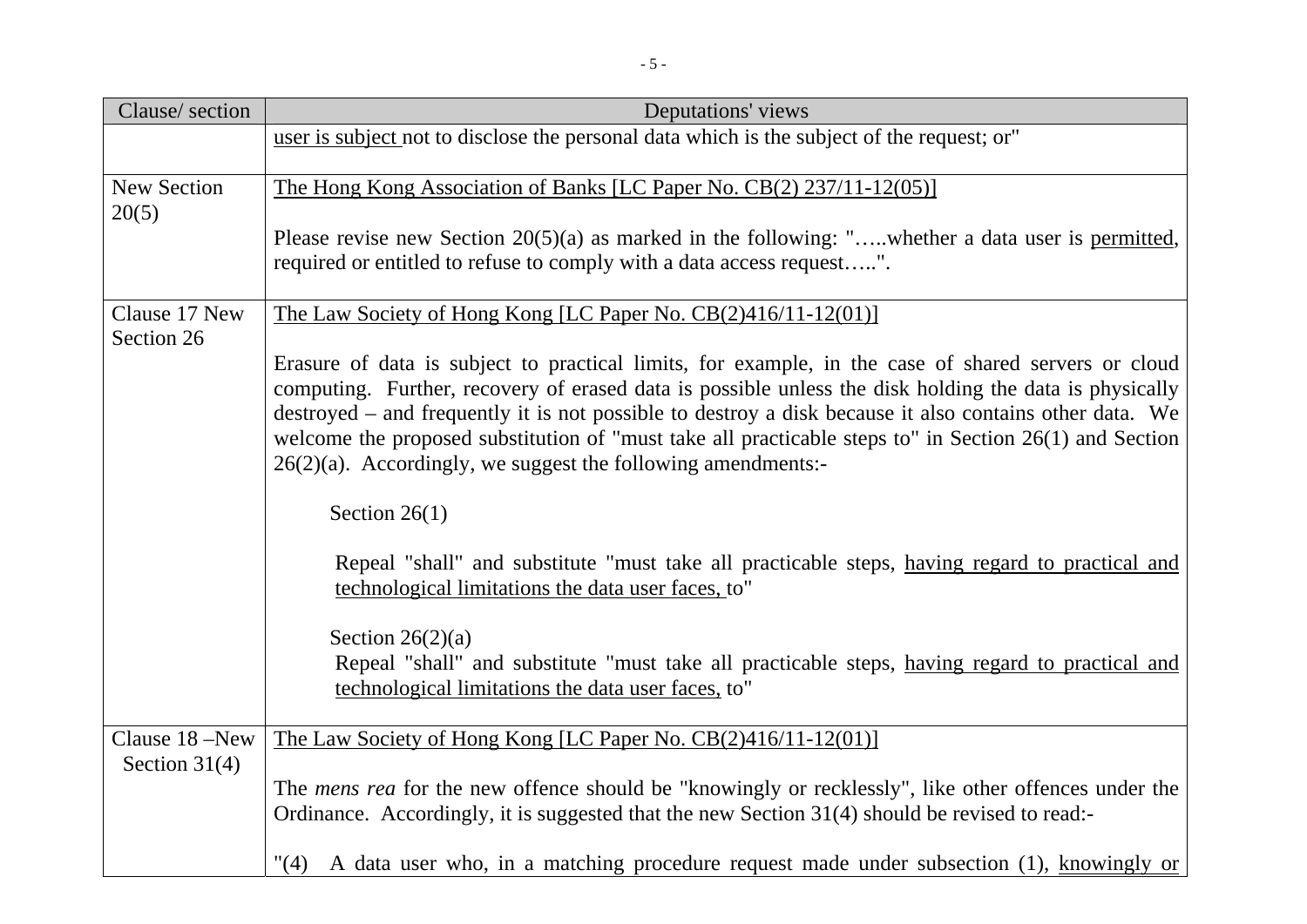| Clause/ section | Deputations' views |
|---|---|
| | user is subject not to disclose the personal data which is the subject of the request; or" |
| New Section 20(5) | The Hong Kong Association of Banks [LC Paper No. CB(2) 237/11-12(05)]<br><br>Please revise new Section 20(5)(a) as marked in the following: "…..whether a data user is permitted, required or entitled to refuse to comply with a data access request…..". |
| Clause 17 New Section 26 | The Law Society of Hong Kong [LC Paper No. CB(2)416/11-12(01)]<br><br>Erasure of data is subject to practical limits, for example, in the case of shared servers or cloud computing. Further, recovery of erased data is possible unless the disk holding the data is physically destroyed – and frequently it is not possible to destroy a disk because it also contains other data. We welcome the proposed substitution of "must take all practicable steps to" in Section 26(1) and Section 26(2)(a). Accordingly, we suggest the following amendments:-<br><br>Section 26(1)<br><br>Repeal "shall" and substitute "must take all practicable steps, having regard to practical and technological limitations the data user faces, to"<br><br>Section 26(2)(a)<br>Repeal "shall" and substitute "must take all practicable steps, having regard to practical and technological limitations the data user faces, to" |
| Clause 18 –New Section 31(4) | The Law Society of Hong Kong [LC Paper No. CB(2)416/11-12(01)]<br><br>The *mens rea* for the new offence should be "knowingly or recklessly", like other offences under the Ordinance. Accordingly, it is suggested that the new Section 31(4) should be revised to read:-<br><br>"(4) A data user who, in a matching procedure request made under subsection (1), knowingly or |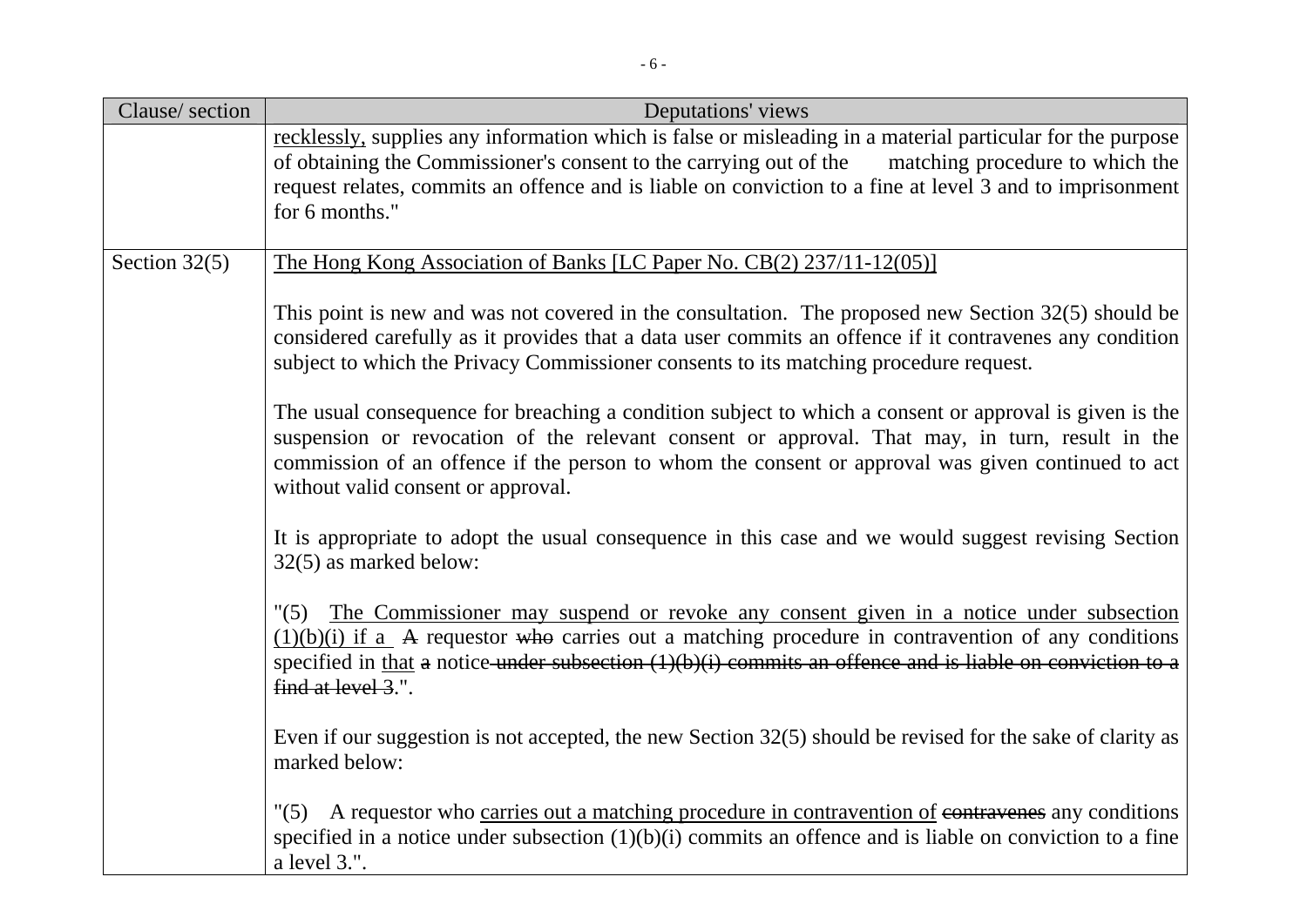| Clause/ section | Deputations' views |
|---|---|
| | recklessly, supplies any information which is false or misleading in a material particular for the purpose of obtaining the Commissioner's consent to the carrying out of the matching procedure to which the request relates, commits an offence and is liable on conviction to a fine at level 3 and to imprisonment for 6 months." |
| Section 32(5) | The Hong Kong Association of Banks [LC Paper No. CB(2) 237/11-12(05)]<br><br>This point is new and was not covered in the consultation. The proposed new Section 32(5) should be considered carefully as it provides that a data user commits an offence if it contravenes any condition subject to which the Privacy Commissioner consents to its matching procedure request.<br><br>The usual consequence for breaching a condition subject to which a consent or approval is given is the suspension or revocation of the relevant consent or approval. That may, in turn, result in the commission of an offence if the person to whom the consent or approval was given continued to act without valid consent or approval.<br><br>It is appropriate to adopt the usual consequence in this case and we would suggest revising Section 32(5) as marked below:<br><br>"(5) <u>The Commissioner may suspend or revoke any consent given in a notice under subsection (1)(b)(i) if a</u> ~~A~~ requestor ~~who~~ carries out a matching procedure in contravention of any conditions specified in <u>that</u> ~~a~~ notice ~~under subsection (1)(b)(i) commits an offence and is liable on conviction to a find at level 3~~.".<br><br>Even if our suggestion is not accepted, the new Section 32(5) should be revised for the sake of clarity as marked below:<br><br>"(5) A requestor who <u>carries out a matching procedure in contravention of</u> ~~contravenes~~ any conditions specified in a notice under subsection (1)(b)(i) commits an offence and is liable on conviction to a fine a level 3.". |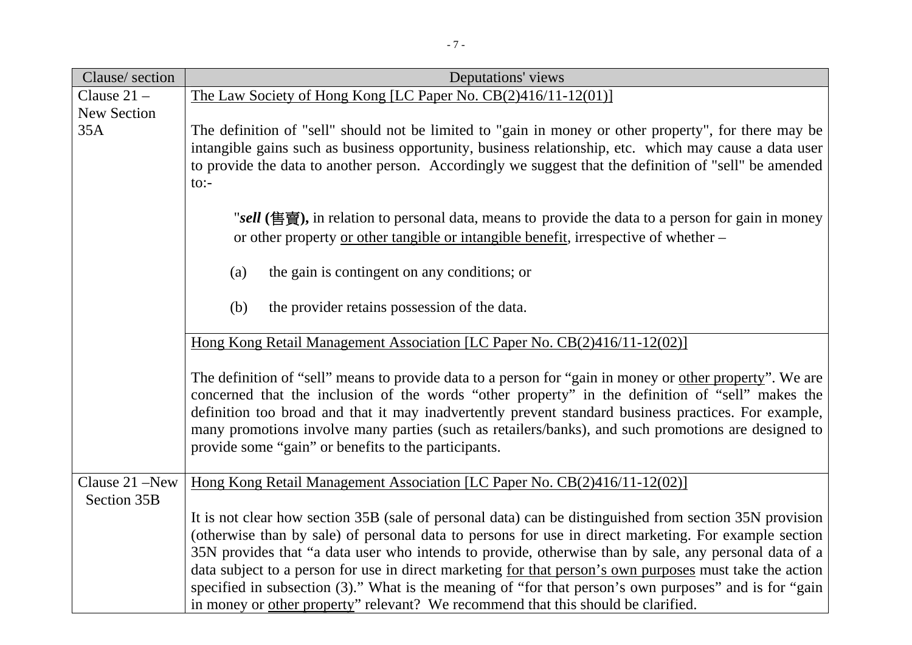| Clause/ section | Deputations' views |
|---|---|
| Clause 21 – New Section 35A | <u>The Law Society of Hong Kong [LC Paper No. CB(2)416/11-12(01)]</u><br><br>The definition of "sell" should not be limited to "gain in money or other property", for there may be intangible gains such as business opportunity, business relationship, etc. which may cause a data user to provide the data to another person. Accordingly we suggest that the definition of "sell" be amended to:-<br><br>"***sell*** **(售賣),** in relation to personal data, means to provide the data to a person for gain in money or other property <u>or other tangible or intangible benefit</u>, irrespective of whether –<br><br>(a) the gain is contingent on any conditions; or<br><br>(b) the provider retains possession of the data. |
| | <u>Hong Kong Retail Management Association [LC Paper No. CB(2)416/11-12(02)]</u><br><br>The definition of "sell" means to provide data to a person for "gain in money or <u>other property</u>". We are concerned that the inclusion of the words "other property" in the definition of "sell" makes the definition too broad and that it may inadvertently prevent standard business practices. For example, many promotions involve many parties (such as retailers/banks), and such promotions are designed to provide some "gain" or benefits to the participants. |
| Clause 21 –New Section 35B | <u>Hong Kong Retail Management Association [LC Paper No. CB(2)416/11-12(02)]</u><br><br>It is not clear how section 35B (sale of personal data) can be distinguished from section 35N provision (otherwise than by sale) of personal data to persons for use in direct marketing. For example section 35N provides that "a data user who intends to provide, otherwise than by sale, any personal data of a data subject to a person for use in direct marketing <u>for that person's own purposes</u> must take the action specified in subsection (3)." What is the meaning of "for that person's own purposes" and is for "gain in money or <u>other property</u>" relevant? We recommend that this should be clarified. |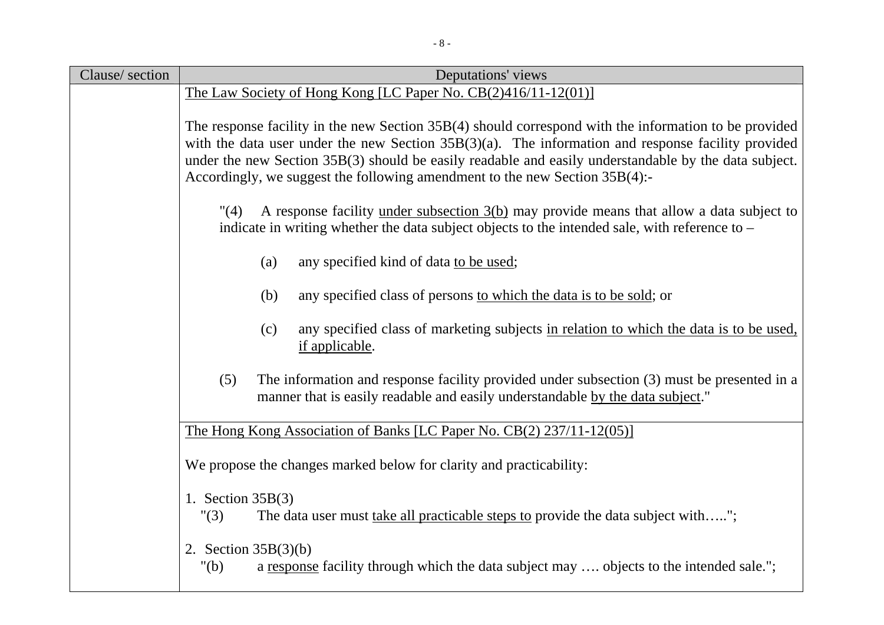| Clause/ section | Deputations' views |
|---|---|
| | <u>The Law Society of Hong Kong [LC Paper No. CB(2)416/11-12(01)]</u><br><br>The response facility in the new Section 35B(4) should correspond with the information to be provided with the data user under the new Section 35B(3)(a). The information and response facility provided under the new Section 35B(3) should be easily readable and easily understandable by the data subject. Accordingly, we suggest the following amendment to the new Section 35B(4):-<br><br>"(4) A response facility <u>under subsection 3(b)</u> may provide means that allow a data subject to indicate in writing whether the data subject objects to the intended sale, with reference to –<br><br>(a) any specified kind of data <u>to be used</u>;<br><br>(b) any specified class of persons <u>to which the data is to be sold</u>; or<br><br>(c) any specified class of marketing subjects <u>in relation to which the data is to be used, if applicable</u>.<br><br>(5) The information and response facility provided under subsection (3) must be presented in a manner that is easily readable and easily understandable <u>by the data subject</u>." |
| | <u>The Hong Kong Association of Banks [LC Paper No. CB(2) 237/11-12(05)]</u><br><br>We propose the changes marked below for clarity and practicability:<br><br>1. Section 35B(3)<br>"(3) The data user must <u>take all practicable steps to</u> provide the data subject with…..";<br><br>2. Section 35B(3)(b)<br>"(b) a <u>response</u> facility through which the data subject may …. objects to the intended sale."; |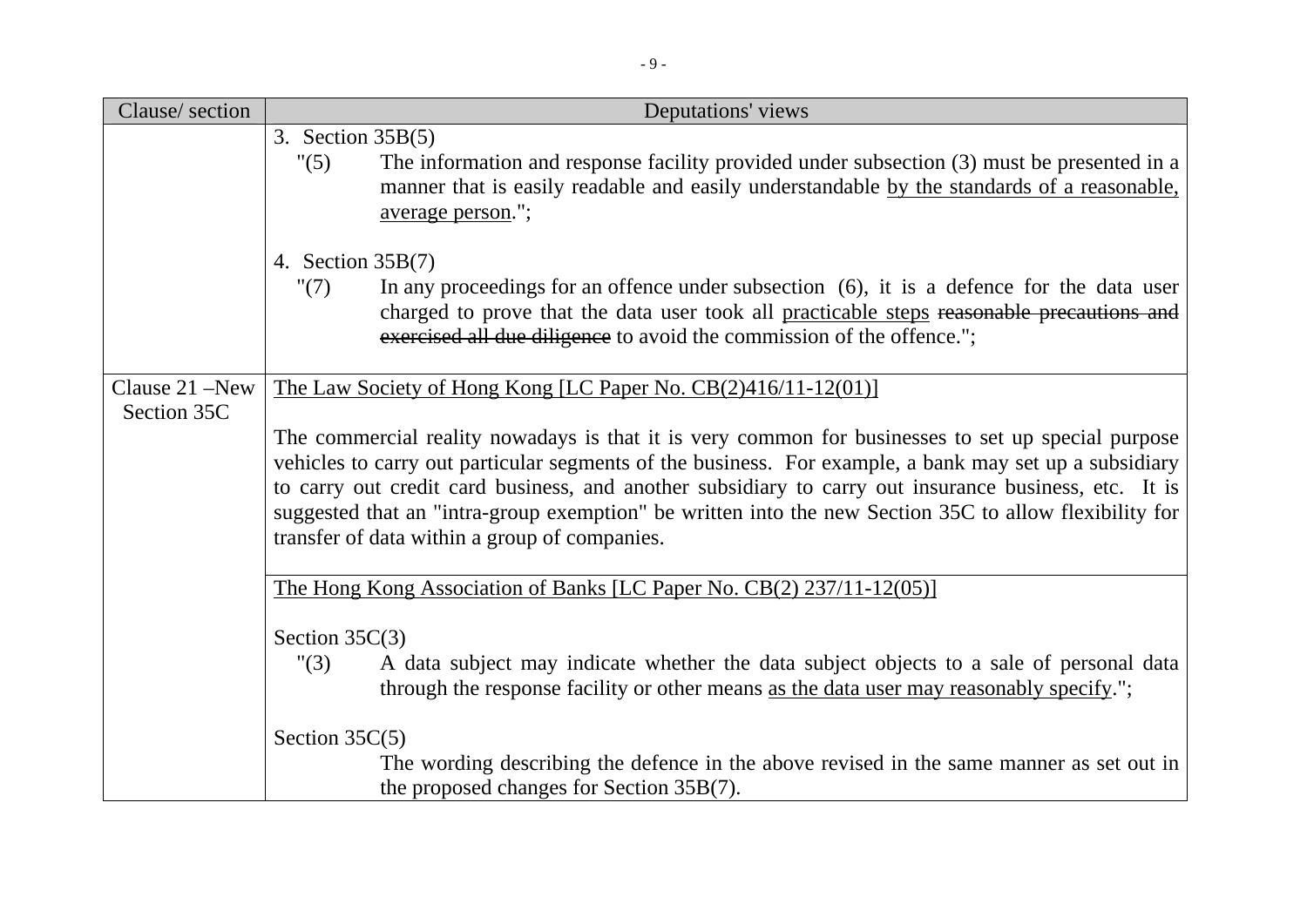| Clause/ section | Deputations' views |
|---|---|
| | 3. Section 35B(5)<br>"(5) The information and response facility provided under subsection (3) must be presented in a manner that is easily readable and easily understandable <u>by the standards of a reasonable, average person</u>.";<br><br>4. Section 35B(7)<br>"(7) In any proceedings for an offence under subsection (6), it is a defence for the data user charged to prove that the data user took all <u>practicable steps</u> ~~reasonable precautions and exercised all due diligence~~ to avoid the commission of the offence."; |
| Clause 21 –New Section 35C | <u>The Law Society of Hong Kong [LC Paper No. CB(2)416/11-12(01)]</u><br><br>The commercial reality nowadays is that it is very common for businesses to set up special purpose vehicles to carry out particular segments of the business. For example, a bank may set up a subsidiary to carry out credit card business, and another subsidiary to carry out insurance business, etc. It is suggested that an "intra-group exemption" be written into the new Section 35C to allow flexibility for transfer of data within a group of companies. |
| | <u>The Hong Kong Association of Banks [LC Paper No. CB(2) 237/11-12(05)]</u><br><br>Section 35C(3)<br>"(3) A data subject may indicate whether the data subject objects to a sale of personal data through the response facility or other means <u>as the data user may reasonably specify</u>.";<br><br>Section 35C(5)<br>The wording describing the defence in the above revised in the same manner as set out in the proposed changes for Section 35B(7). |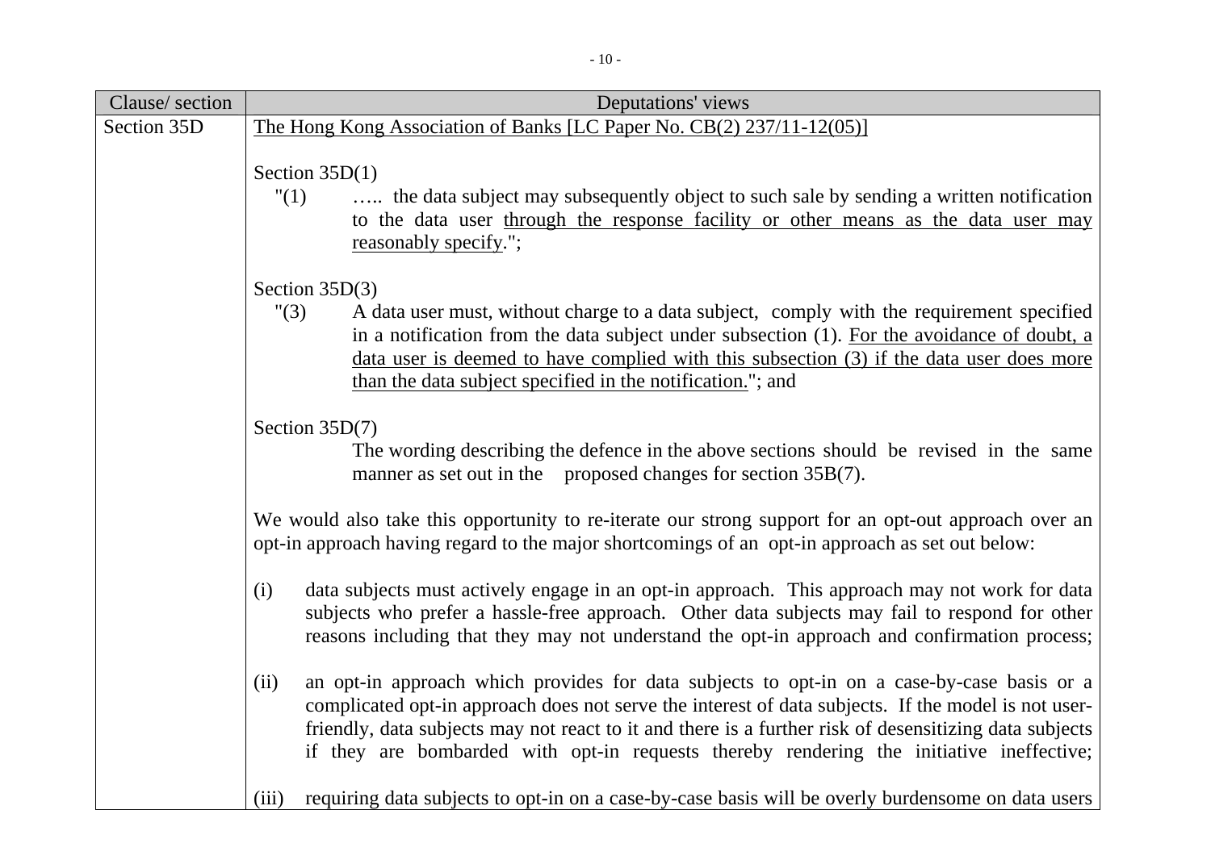| Clause/ section | Deputations' views |
|---|---|
| Section 35D | <u>The Hong Kong Association of Banks [LC Paper No. CB(2) 237/11-12(05)]</u><br><br>Section 35D(1)<br>"(1) ….. the data subject may subsequently object to such sale by sending a written notification to the data user <u>through the response facility or other means as the data user may reasonably specify</u>.";<br><br>Section 35D(3)<br>"(3) A data user must, without charge to a data subject, comply with the requirement specified in a notification from the data subject under subsection (1). <u>For the avoidance of doubt, a data user is deemed to have complied with this subsection (3) if the data user does more than the data subject specified in the notification.</u>"; and<br><br>Section 35D(7)<br>The wording describing the defence in the above sections should be revised in the same manner as set out in the proposed changes for section 35B(7).<br><br>We would also take this opportunity to re-iterate our strong support for an opt-out approach over an opt-in approach having regard to the major shortcomings of an opt-in approach as set out below:<br><br>(i) data subjects must actively engage in an opt-in approach. This approach may not work for data subjects who prefer a hassle-free approach. Other data subjects may fail to respond for other reasons including that they may not understand the opt-in approach and confirmation process;<br><br>(ii) an opt-in approach which provides for data subjects to opt-in on a case-by-case basis or a complicated opt-in approach does not serve the interest of data subjects. If the model is not user-friendly, data subjects may not react to it and there is a further risk of desensitizing data subjects if they are bombarded with opt-in requests thereby rendering the initiative ineffective;<br><br>(iii) requiring data subjects to opt-in on a case-by-case basis will be overly burdensome on data users |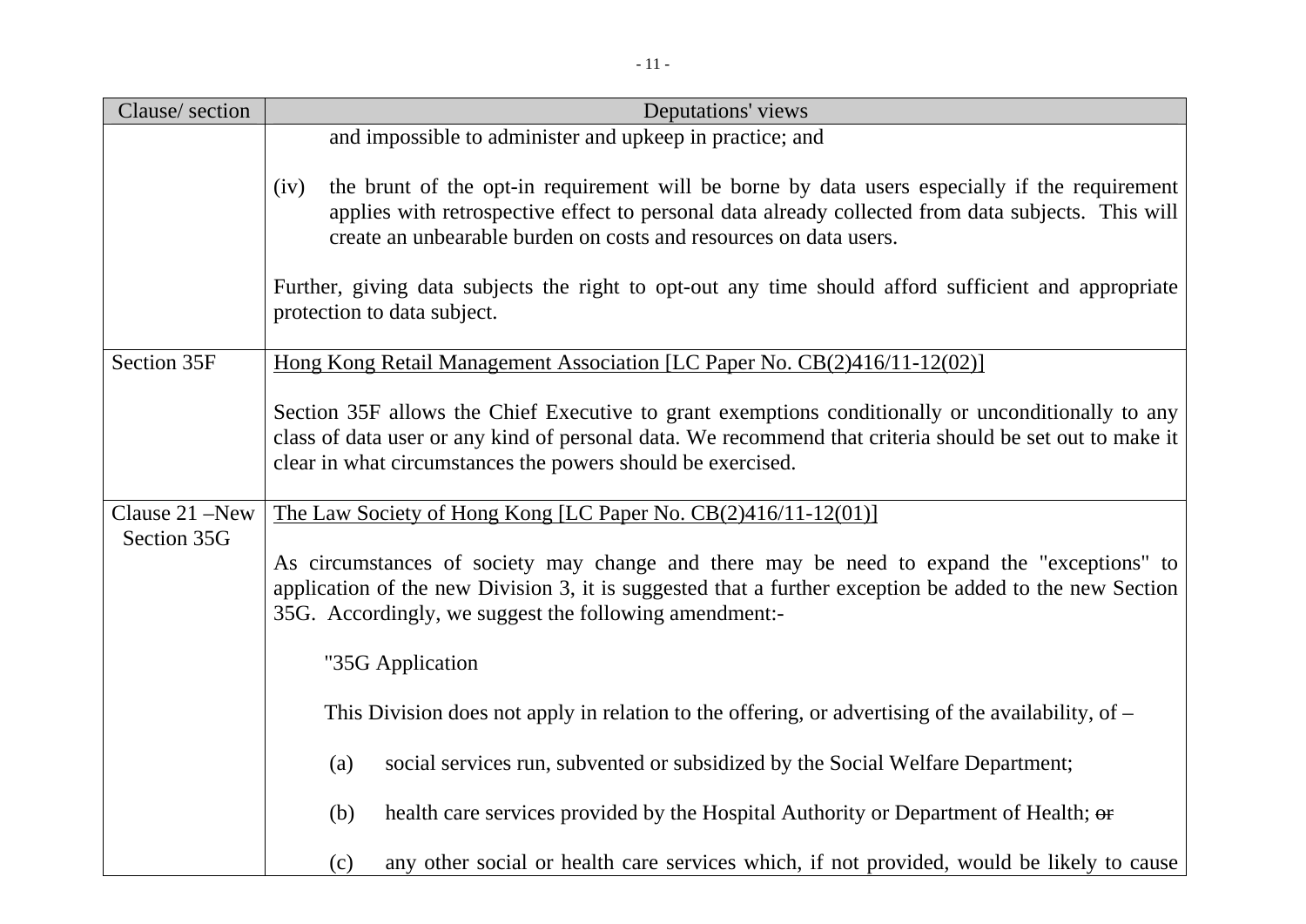| Clause/ section | Deputations' views |
|---|---|
| | and impossible to administer and upkeep in practice; and<br><br>(iv) the brunt of the opt-in requirement will be borne by data users especially if the requirement applies with retrospective effect to personal data already collected from data subjects. This will create an unbearable burden on costs and resources on data users.<br><br>Further, giving data subjects the right to opt-out any time should afford sufficient and appropriate protection to data subject. |
| Section 35F | <u>Hong Kong Retail Management Association [LC Paper No. CB(2)416/11-12(02)]</u><br><br>Section 35F allows the Chief Executive to grant exemptions conditionally or unconditionally to any class of data user or any kind of personal data. We recommend that criteria should be set out to make it clear in what circumstances the powers should be exercised. |
| Clause 21 –New Section 35G | <u>The Law Society of Hong Kong [LC Paper No. CB(2)416/11-12(01)]</u><br><br>As circumstances of society may change and there may be need to expand the "exceptions" to application of the new Division 3, it is suggested that a further exception be added to the new Section 35G. Accordingly, we suggest the following amendment:-<br><br>"35G Application<br><br>This Division does not apply in relation to the offering, or advertising of the availability, of –<br><br>(a) social services run, subvented or subsidized by the Social Welfare Department;<br><br>(b) health care services provided by the Hospital Authority or Department of Health; ~~or~~<br><br>(c) any other social or health care services which, if not provided, would be likely to cause |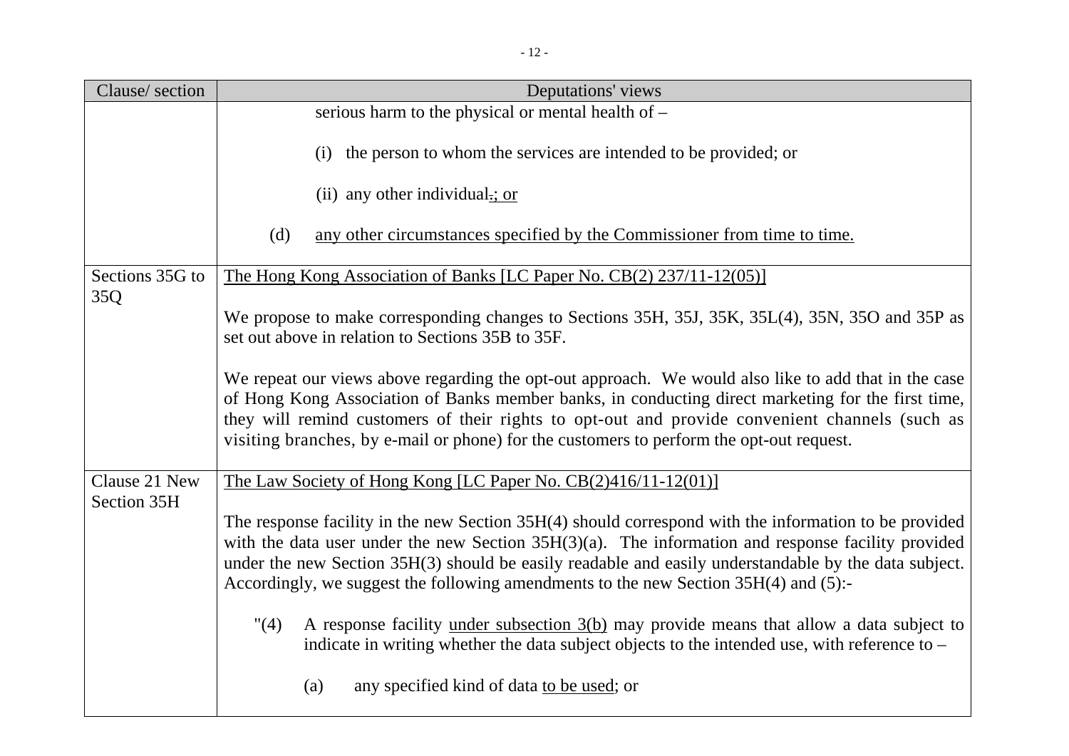| Clause/ section | Deputations' views |
|---|---|
| | serious harm to the physical or mental health of –<br><br>(i) the person to whom the services are intended to be provided; or<br><br>(ii) any other individual~~.~~<u>; or</u><br><br>(d) <u>any other circumstances specified by the Commissioner from time to time.</u> |
| Sections 35G to 35Q | <u>The Hong Kong Association of Banks [LC Paper No. CB(2) 237/11-12(05)]</u><br><br>We propose to make corresponding changes to Sections 35H, 35J, 35K, 35L(4), 35N, 35O and 35P as set out above in relation to Sections 35B to 35F.<br><br>We repeat our views above regarding the opt-out approach. We would also like to add that in the case of Hong Kong Association of Banks member banks, in conducting direct marketing for the first time, they will remind customers of their rights to opt-out and provide convenient channels (such as visiting branches, by e-mail or phone) for the customers to perform the opt-out request. |
| Clause 21 New Section 35H | <u>The Law Society of Hong Kong [LC Paper No. CB(2)416/11-12(01)]</u><br><br>The response facility in the new Section 35H(4) should correspond with the information to be provided with the data user under the new Section 35H(3)(a). The information and response facility provided under the new Section 35H(3) should be easily readable and easily understandable by the data subject. Accordingly, we suggest the following amendments to the new Section 35H(4) and (5):-<br><br>"(4) A response facility <u>under subsection 3(b)</u> may provide means that allow a data subject to indicate in writing whether the data subject objects to the intended use, with reference to –<br><br>(a) any specified kind of data <u>to be used</u>; or |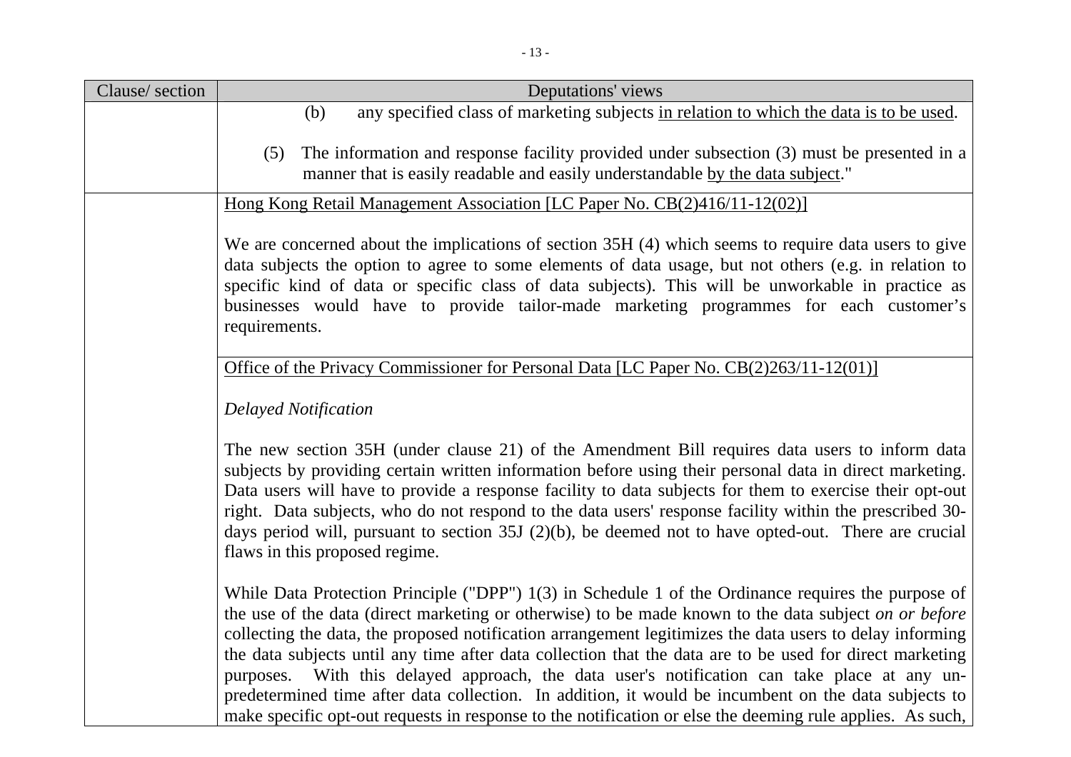| Clause/ section | Deputations' views |
| --- | --- |
| | (b) any specified class of marketing subjects in relation to which the data is to be used.<br><br>(5) The information and response facility provided under subsection (3) must be presented in a manner that is easily readable and easily understandable by the data subject." |
| | Hong Kong Retail Management Association [LC Paper No. CB(2)416/11-12(02)]<br><br>We are concerned about the implications of section 35H (4) which seems to require data users to give data subjects the option to agree to some elements of data usage, but not others (e.g. in relation to specific kind of data or specific class of data subjects). This will be unworkable in practice as businesses would have to provide tailor-made marketing programmes for each customer's requirements. |
| | Office of the Privacy Commissioner for Personal Data [LC Paper No. CB(2)263/11-12(01)]<br><br>*Delayed Notification*<br><br>The new section 35H (under clause 21) of the Amendment Bill requires data users to inform data subjects by providing certain written information before using their personal data in direct marketing. Data users will have to provide a response facility to data subjects for them to exercise their opt-out right. Data subjects, who do not respond to the data users' response facility within the prescribed 30-days period will, pursuant to section 35J (2)(b), be deemed not to have opted-out. There are crucial flaws in this proposed regime.<br><br>While Data Protection Principle ("DPP") 1(3) in Schedule 1 of the Ordinance requires the purpose of the use of the data (direct marketing or otherwise) to be made known to the data subject *on or before* collecting the data, the proposed notification arrangement legitimizes the data users to delay informing the data subjects until any time after data collection that the data are to be used for direct marketing purposes. With this delayed approach, the data user's notification can take place at any un-predetermined time after data collection. In addition, it would be incumbent on the data subjects to make specific opt-out requests in response to the notification or else the deeming rule applies. As such, |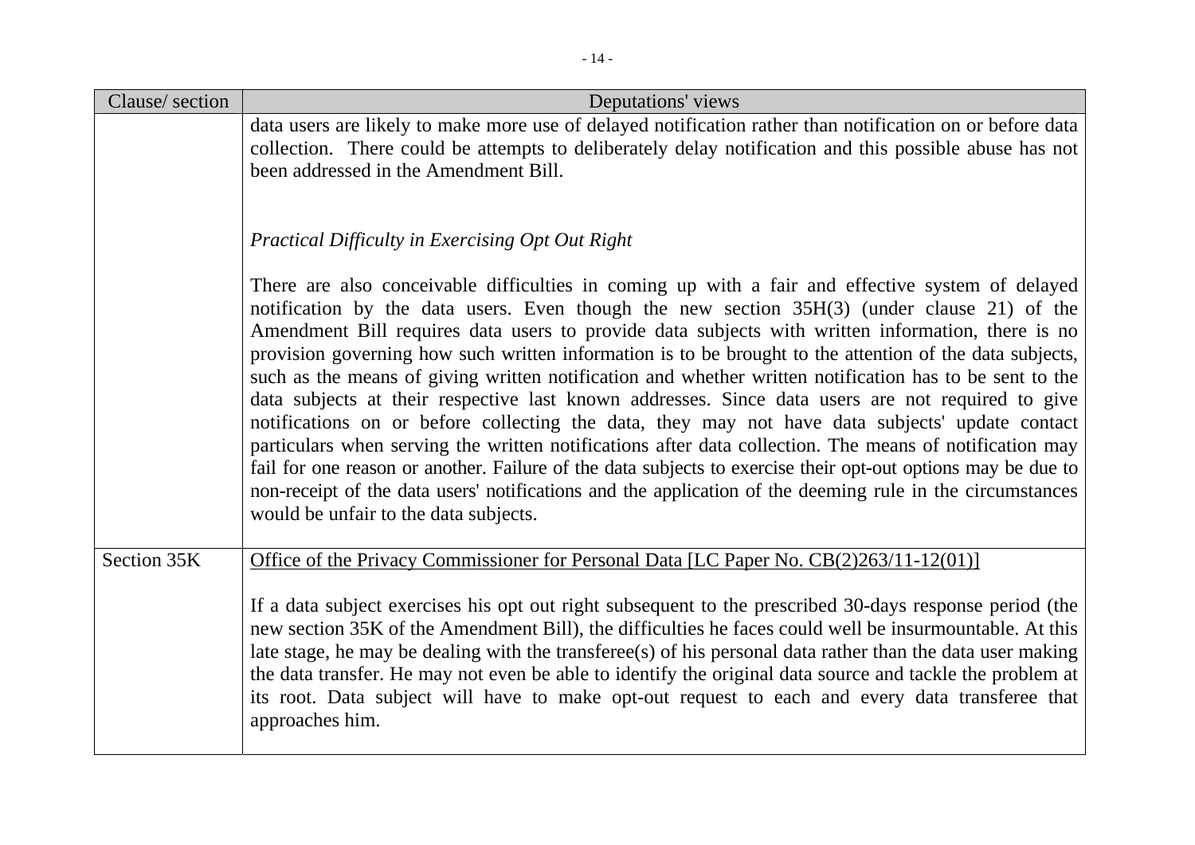| Clause/ section | Deputations' views |
|---|---|
| | data users are likely to make more use of delayed notification rather than notification on or before data collection. There could be attempts to deliberately delay notification and this possible abuse has not been addressed in the Amendment Bill.<br><br>*Practical Difficulty in Exercising Opt Out Right*<br><br>There are also conceivable difficulties in coming up with a fair and effective system of delayed notification by the data users. Even though the new section 35H(3) (under clause 21) of the Amendment Bill requires data users to provide data subjects with written information, there is no provision governing how such written information is to be brought to the attention of the data subjects, such as the means of giving written notification and whether written notification has to be sent to the data subjects at their respective last known addresses. Since data users are not required to give notifications on or before collecting the data, they may not have data subjects' update contact particulars when serving the written notifications after data collection. The means of notification may fail for one reason or another. Failure of the data subjects to exercise their opt-out options may be due to non-receipt of the data users' notifications and the application of the deeming rule in the circumstances would be unfair to the data subjects. |
| Section 35K | <u>Office of the Privacy Commissioner for Personal Data [LC Paper No. CB(2)263/11-12(01)]</u><br><br>If a data subject exercises his opt out right subsequent to the prescribed 30-days response period (the new section 35K of the Amendment Bill), the difficulties he faces could well be insurmountable. At this late stage, he may be dealing with the transferee(s) of his personal data rather than the data user making the data transfer. He may not even be able to identify the original data source and tackle the problem at its root. Data subject will have to make opt-out request to each and every data transferee that approaches him. |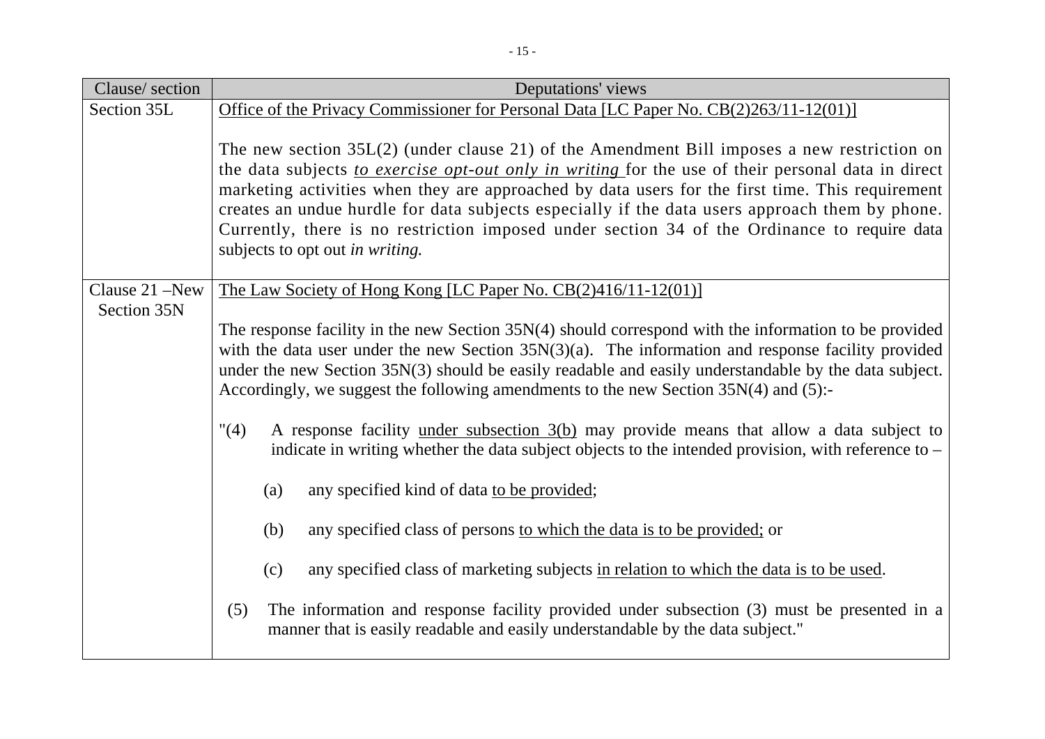| Clause/ section | Deputations' views |
|---|---|
| Section 35L | <u>Office of the Privacy Commissioner for Personal Data [LC Paper No. CB(2)263/11-12(01)]</u><br><br>The new section 35L(2) (under clause 21) of the Amendment Bill imposes a new restriction on the data subjects <u>*to exercise opt-out only in writing*</u> for the use of their personal data in direct marketing activities when they are approached by data users for the first time. This requirement creates an undue hurdle for data subjects especially if the data users approach them by phone. Currently, there is no restriction imposed under section 34 of the Ordinance to require data subjects to opt out *in writing.* |
| Clause 21 –New Section 35N | <u>The Law Society of Hong Kong [LC Paper No. CB(2)416/11-12(01)]</u><br><br>The response facility in the new Section 35N(4) should correspond with the information to be provided with the data user under the new Section 35N(3)(a). The information and response facility provided under the new Section 35N(3) should be easily readable and easily understandable by the data subject. Accordingly, we suggest the following amendments to the new Section 35N(4) and (5):-<br><br>"(4) A response facility <u>under subsection 3(b)</u> may provide means that allow a data subject to indicate in writing whether the data subject objects to the intended provision, with reference to –<br><br>(a) any specified kind of data <u>to be provided</u>;<br><br>(b) any specified class of persons <u>to which the data is to be provided;</u> or<br><br>(c) any specified class of marketing subjects <u>in relation to which the data is to be used</u>.<br><br>(5) The information and response facility provided under subsection (3) must be presented in a manner that is easily readable and easily understandable by the data subject." |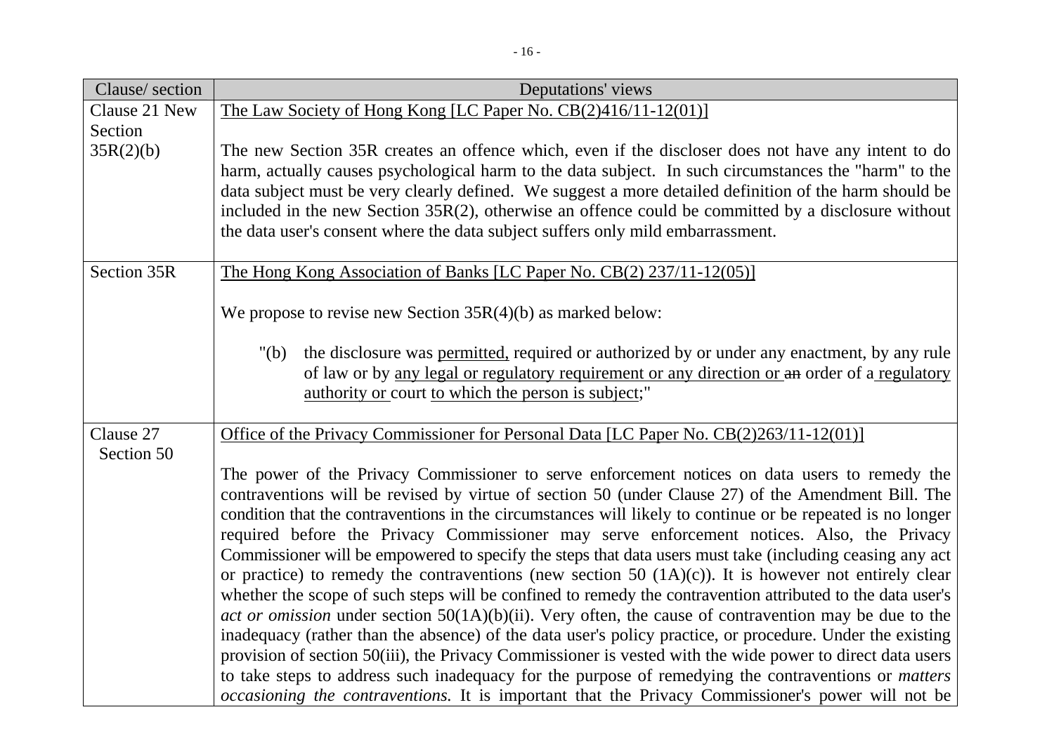| Clause/ section | Deputations' views |
| --- | --- |
| Clause 21 New Section 35R(2)(b) | <u>The Law Society of Hong Kong [LC Paper No. CB(2)416/11-12(01)]</u><br><br>The new Section 35R creates an offence which, even if the discloser does not have any intent to do harm, actually causes psychological harm to the data subject. In such circumstances the "harm" to the data subject must be very clearly defined. We suggest a more detailed definition of the harm should be included in the new Section 35R(2), otherwise an offence could be committed by a disclosure without the data user's consent where the data subject suffers only mild embarrassment. |
| Section 35R | <u>The Hong Kong Association of Banks [LC Paper No. CB(2) 237/11-12(05)]</u><br><br>We propose to revise new Section 35R(4)(b) as marked below:<br><br>"(b) the disclosure was <u>permitted,</u> required or authorized by or under any enactment, by any rule of law or by <u>any legal or regulatory requirement or any direction or</u> ~~an~~ order of a <u>regulatory authority or</u> court <u>to which the person is subject</u>;" |
| Clause 27 Section 50 | <u>Office of the Privacy Commissioner for Personal Data [LC Paper No. CB(2)263/11-12(01)]</u><br><br>The power of the Privacy Commissioner to serve enforcement notices on data users to remedy the contraventions will be revised by virtue of section 50 (under Clause 27) of the Amendment Bill. The condition that the contraventions in the circumstances will likely to continue or be repeated is no longer required before the Privacy Commissioner may serve enforcement notices. Also, the Privacy Commissioner will be empowered to specify the steps that data users must take (including ceasing any act or practice) to remedy the contraventions (new section 50 (1A)(c)). It is however not entirely clear whether the scope of such steps will be confined to remedy the contravention attributed to the data user's *act or omission* under section 50(1A)(b)(ii). Very often, the cause of contravention may be due to the inadequacy (rather than the absence) of the data user's policy practice, or procedure. Under the existing provision of section 50(iii), the Privacy Commissioner is vested with the wide power to direct data users to take steps to address such inadequacy for the purpose of remedying the contraventions or *matters occasioning the contraventions.* It is important that the Privacy Commissioner's power will not be |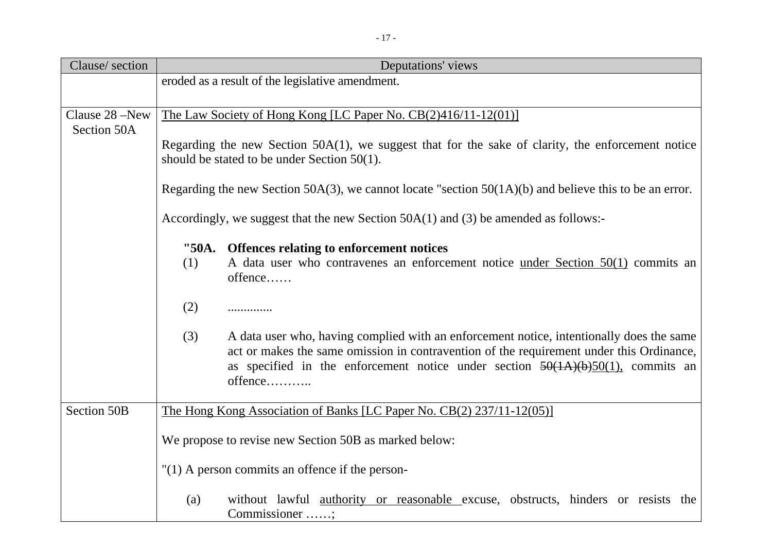| Clause/ section | Deputations' views |
|---|---|
| | eroded as a result of the legislative amendment. |
| Clause 28 –New Section 50A | <u>The Law Society of Hong Kong [LC Paper No. CB(2)416/11-12(01)]</u><br><br>Regarding the new Section 50A(1), we suggest that for the sake of clarity, the enforcement notice should be stated to be under Section 50(1).<br><br>Regarding the new Section 50A(3), we cannot locate "section 50(1A)(b) and believe this to be an error.<br><br>Accordingly, we suggest that the new Section 50A(1) and (3) be amended as follows:-<br><br>**"50A. Offences relating to enforcement notices**<br>(1) A data user who contravenes an enforcement notice <u>under Section 50(1)</u> commits an offence……<br><br>(2) .............<br><br>(3) A data user who, having complied with an enforcement notice, intentionally does the same act or makes the same omission in contravention of the requirement under this Ordinance, as specified in the enforcement notice under section ~~50(1A)(b)~~<u>50(1),</u> commits an offence……….. |
| Section 50B | <u>The Hong Kong Association of Banks [LC Paper No. CB(2) 237/11-12(05)]</u><br><br>We propose to revise new Section 50B as marked below:<br><br>"(1) A person commits an offence if the person-<br><br>(a) without lawful <u>authority or reasonable</u> excuse, obstructs, hinders or resists the Commissioner ……; |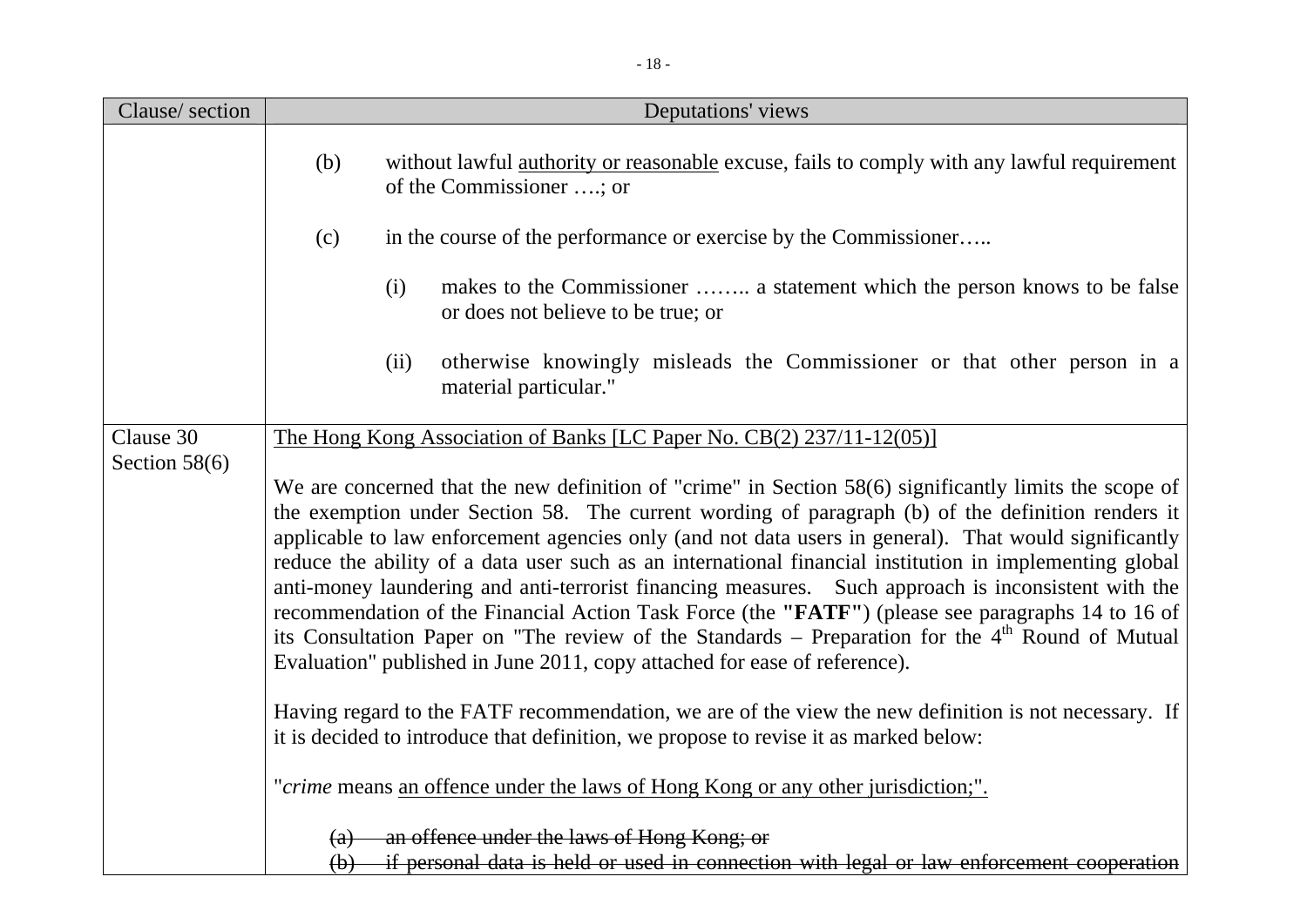| Clause/ section | Deputations' views |
|---|---|
| | (b) without lawful <u>authority or reasonable</u> excuse, fails to comply with any lawful requirement of the Commissioner ….; or<br><br>(c) in the course of the performance or exercise by the Commissioner…..<br><br>(i) makes to the Commissioner …….. a statement which the person knows to be false or does not believe to be true; or<br><br>(ii) otherwise knowingly misleads the Commissioner or that other person in a material particular." |
| Clause 30<br>Section 58(6) | <u>The Hong Kong Association of Banks [LC Paper No. CB(2) 237/11-12(05)]</u><br><br>We are concerned that the new definition of "crime" in Section 58(6) significantly limits the scope of the exemption under Section 58. The current wording of paragraph (b) of the definition renders it applicable to law enforcement agencies only (and not data users in general). That would significantly reduce the ability of a data user such as an international financial institution in implementing global anti-money laundering and anti-terrorist financing measures. Such approach is inconsistent with the recommendation of the Financial Action Task Force (the **"FATF"**) (please see paragraphs 14 to 16 of its Consultation Paper on "The review of the Standards – Preparation for the 4th Round of Mutual Evaluation" published in June 2011, copy attached for ease of reference).<br><br>Having regard to the FATF recommendation, we are of the view the new definition is not necessary. If it is decided to introduce that definition, we propose to revise it as marked below:<br><br>"*crime* means <u>an offence under the laws of Hong Kong or any other jurisdiction;".</u><br><br>~~(a) an offence under the laws of Hong Kong; or~~<br>~~(b) if personal data is held or used in connection with legal or law enforcement cooperation~~ |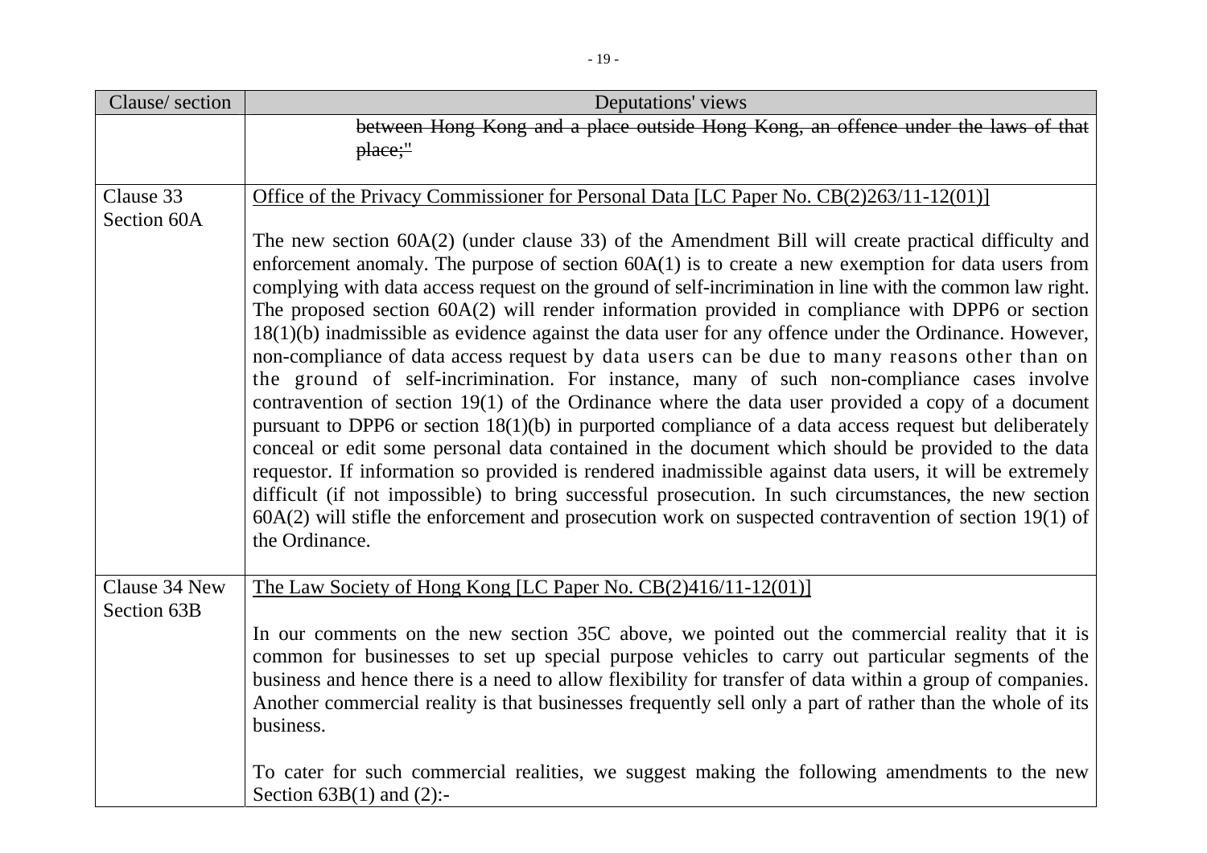| Clause/ section | Deputations' views |
|---|---|
| | ~~between Hong Kong and a place outside Hong Kong, an offence under the laws of that place;"~~ |
| Clause 33 Section 60A | <u>Office of the Privacy Commissioner for Personal Data [LC Paper No. CB(2)263/11-12(01)]</u><br><br>The new section 60A(2) (under clause 33) of the Amendment Bill will create practical difficulty and enforcement anomaly. The purpose of section 60A(1) is to create a new exemption for data users from complying with data access request on the ground of self-incrimination in line with the common law right. The proposed section 60A(2) will render information provided in compliance with DPP6 or section 18(1)(b) inadmissible as evidence against the data user for any offence under the Ordinance. However, non-compliance of data access request by data users can be due to many reasons other than on the ground of self-incrimination. For instance, many of such non-compliance cases involve contravention of section 19(1) of the Ordinance where the data user provided a copy of a document pursuant to DPP6 or section 18(1)(b) in purported compliance of a data access request but deliberately conceal or edit some personal data contained in the document which should be provided to the data requestor. If information so provided is rendered inadmissible against data users, it will be extremely difficult (if not impossible) to bring successful prosecution. In such circumstances, the new section 60A(2) will stifle the enforcement and prosecution work on suspected contravention of section 19(1) of the Ordinance. |
| Clause 34 New Section 63B | <u>The Law Society of Hong Kong [LC Paper No. CB(2)416/11-12(01)]</u><br><br>In our comments on the new section 35C above, we pointed out the commercial reality that it is common for businesses to set up special purpose vehicles to carry out particular segments of the business and hence there is a need to allow flexibility for transfer of data within a group of companies. Another commercial reality is that businesses frequently sell only a part of rather than the whole of its business.<br><br>To cater for such commercial realities, we suggest making the following amendments to the new Section 63B(1) and (2):- |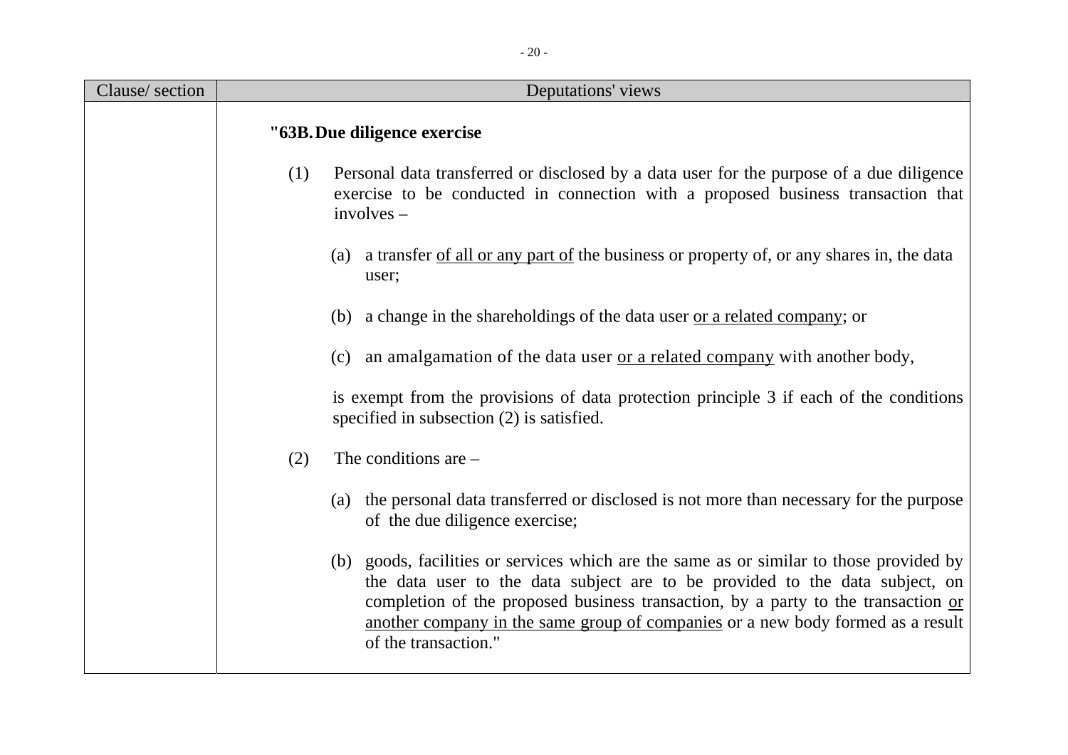| Clause/ section | Deputations' views |
|---|---|
| | **"63B. Due diligence exercise**<br><br>(1) Personal data transferred or disclosed by a data user for the purpose of a due diligence exercise to be conducted in connection with a proposed business transaction that involves –<br><br>(a) a transfer <u>of all or any part of</u> the business or property of, or any shares in, the data user;<br><br>(b) a change in the shareholdings of the data user <u>or a related company</u>; or<br><br>(c) an amalgamation of the data user <u>or a related company</u> with another body,<br><br>is exempt from the provisions of data protection principle 3 if each of the conditions specified in subsection (2) is satisfied.<br><br>(2) The conditions are –<br><br>(a) the personal data transferred or disclosed is not more than necessary for the purpose of the due diligence exercise;<br><br>(b) goods, facilities or services which are the same as or similar to those provided by the data user to the data subject are to be provided to the data subject, on completion of the proposed business transaction, by a party to the transaction <u>or another company in the same group of companies</u> or a new body formed as a result of the transaction." |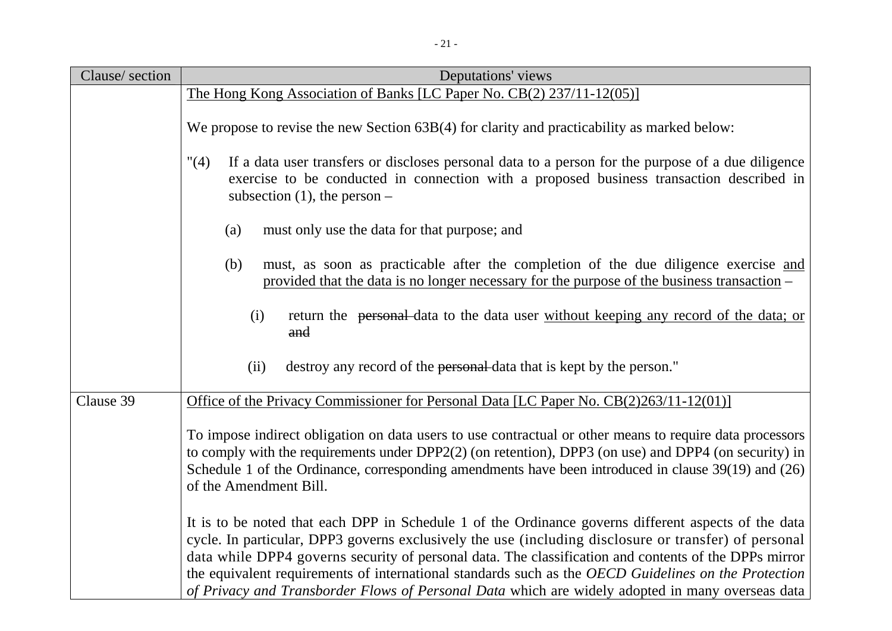| Clause/ section | Deputations' views |
|---|---|
| | <u>The Hong Kong Association of Banks [LC Paper No. CB(2) 237/11-12(05)]</u><br><br>We propose to revise the new Section 63B(4) for clarity and practicability as marked below:<br><br>"(4) If a data user transfers or discloses personal data to a person for the purpose of a due diligence exercise to be conducted in connection with a proposed business transaction described in subsection (1), the person –<br><br>(a) must only use the data for that purpose; and<br><br>(b) must, as soon as practicable after the completion of the due diligence exercise <u>and provided that the data is no longer necessary for the purpose of the business transaction</u> –<br><br>(i) return the ~~personal~~ data to the data user <u>without keeping any record of the data; or</u> ~~and~~<br><br>(ii) destroy any record of the ~~personal~~ data that is kept by the person." |
| Clause 39 | <u>Office of the Privacy Commissioner for Personal Data [LC Paper No. CB(2)263/11-12(01)]</u><br><br>To impose indirect obligation on data users to use contractual or other means to require data processors to comply with the requirements under DPP2(2) (on retention), DPP3 (on use) and DPP4 (on security) in Schedule 1 of the Ordinance, corresponding amendments have been introduced in clause 39(19) and (26) of the Amendment Bill.<br><br>It is to be noted that each DPP in Schedule 1 of the Ordinance governs different aspects of the data cycle. In particular, DPP3 governs exclusively the use (including disclosure or transfer) of personal data while DPP4 governs security of personal data. The classification and contents of the DPPs mirror the equivalent requirements of international standards such as the *OECD Guidelines on the Protection of Privacy and Transborder Flows of Personal Data* which are widely adopted in many overseas data |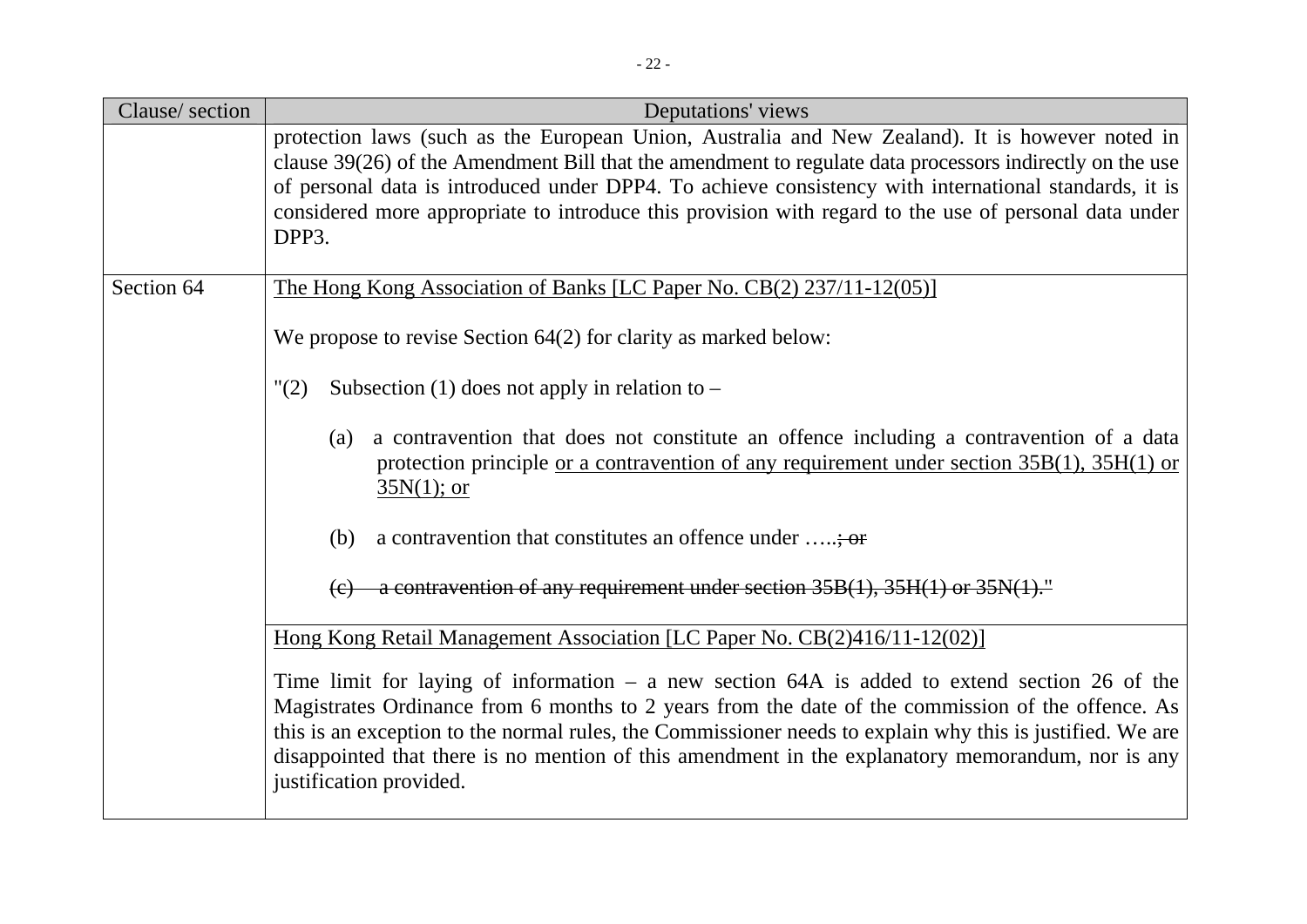| Clause/ section | Deputations' views |
|---|---|
| | protection laws (such as the European Union, Australia and New Zealand). It is however noted in clause 39(26) of the Amendment Bill that the amendment to regulate data processors indirectly on the use of personal data is introduced under DPP4. To achieve consistency with international standards, it is considered more appropriate to introduce this provision with regard to the use of personal data under DPP3. |
| Section 64 | <u>The Hong Kong Association of Banks [LC Paper No. CB(2) 237/11-12(05)]</u><br><br>We propose to revise Section 64(2) for clarity as marked below:<br><br>"(2) Subsection (1) does not apply in relation to –<br><br>(a) a contravention that does not constitute an offence including a contravention of a data protection principle <u>or a contravention of any requirement under section 35B(1), 35H(1) or 35N(1); or</u><br><br>(b) a contravention that constitutes an offence under …..~~; or~~<br><br>~~(c) a contravention of any requirement under section 35B(1), 35H(1) or 35N(1)."~~ |
| | <u>Hong Kong Retail Management Association [LC Paper No. CB(2)416/11-12(02)]</u><br><br>Time limit for laying of information – a new section 64A is added to extend section 26 of the Magistrates Ordinance from 6 months to 2 years from the date of the commission of the offence. As this is an exception to the normal rules, the Commissioner needs to explain why this is justified. We are disappointed that there is no mention of this amendment in the explanatory memorandum, nor is any justification provided. |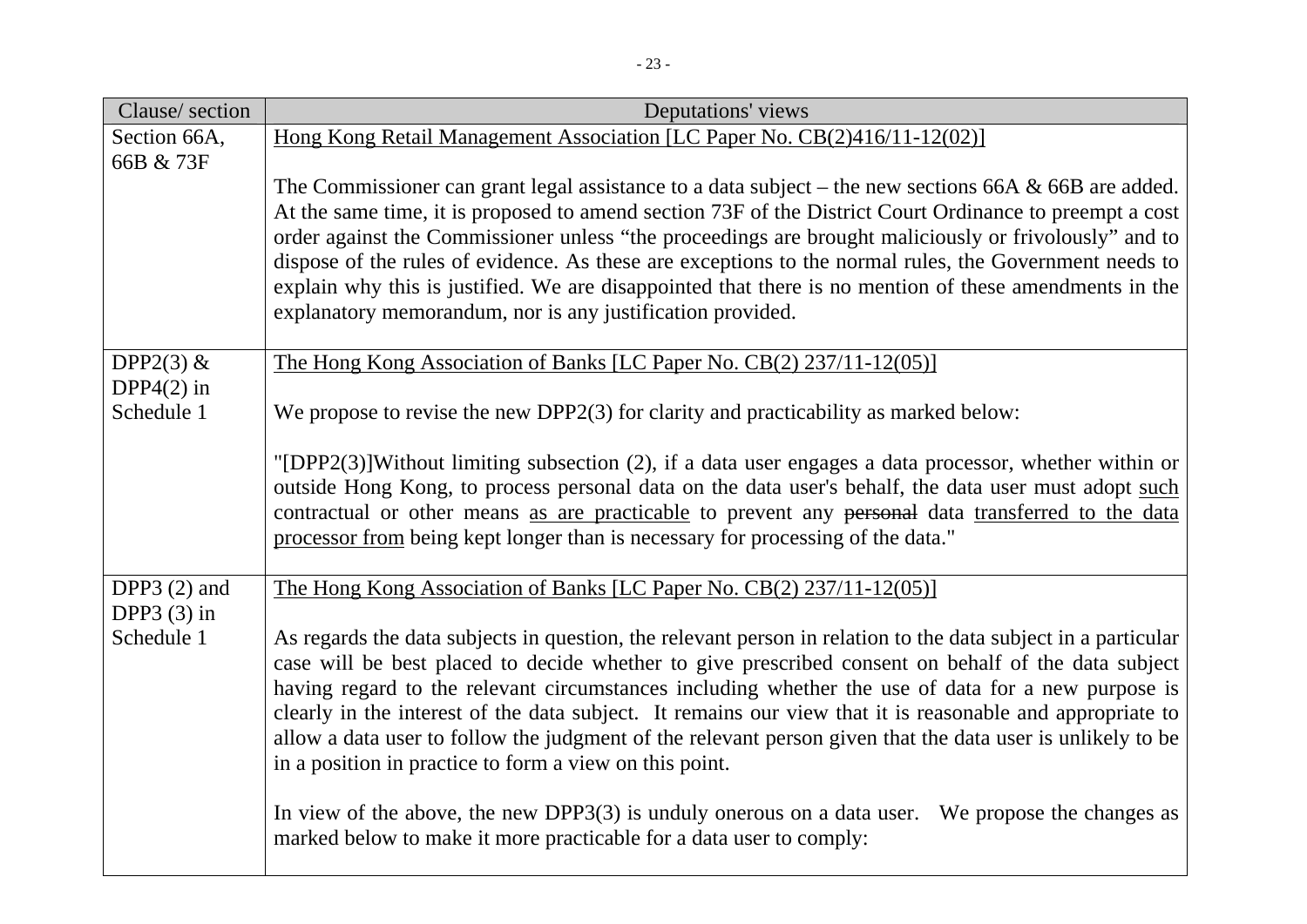| Clause/ section | Deputations' views |
|---|---|
| Section 66A, 66B & 73F | <u>Hong Kong Retail Management Association [LC Paper No. CB(2)416/11-12(02)]</u><br><br>The Commissioner can grant legal assistance to a data subject – the new sections 66A & 66B are added. At the same time, it is proposed to amend section 73F of the District Court Ordinance to preempt a cost order against the Commissioner unless "the proceedings are brought maliciously or frivolously" and to dispose of the rules of evidence. As these are exceptions to the normal rules, the Government needs to explain why this is justified. We are disappointed that there is no mention of these amendments in the explanatory memorandum, nor is any justification provided. |
| DPP2(3) & DPP4(2) in Schedule 1 | <u>The Hong Kong Association of Banks [LC Paper No. CB(2) 237/11-12(05)]</u><br><br>We propose to revise the new DPP2(3) for clarity and practicability as marked below:<br><br>"[DPP2(3)]Without limiting subsection (2), if a data user engages a data processor, whether within or outside Hong Kong, to process personal data on the data user's behalf, the data user must adopt <u>such</u> contractual or other means <u>as are practicable</u> to prevent any ~~personal~~ data <u>transferred to the data processor from</u> being kept longer than is necessary for processing of the data." |
| DPP3 (2) and DPP3 (3) in Schedule 1 | <u>The Hong Kong Association of Banks [LC Paper No. CB(2) 237/11-12(05)]</u><br><br>As regards the data subjects in question, the relevant person in relation to the data subject in a particular case will be best placed to decide whether to give prescribed consent on behalf of the data subject having regard to the relevant circumstances including whether the use of data for a new purpose is clearly in the interest of the data subject. It remains our view that it is reasonable and appropriate to allow a data user to follow the judgment of the relevant person given that the data user is unlikely to be in a position in practice to form a view on this point.<br><br>In view of the above, the new DPP3(3) is unduly onerous on a data user. We propose the changes as marked below to make it more practicable for a data user to comply: |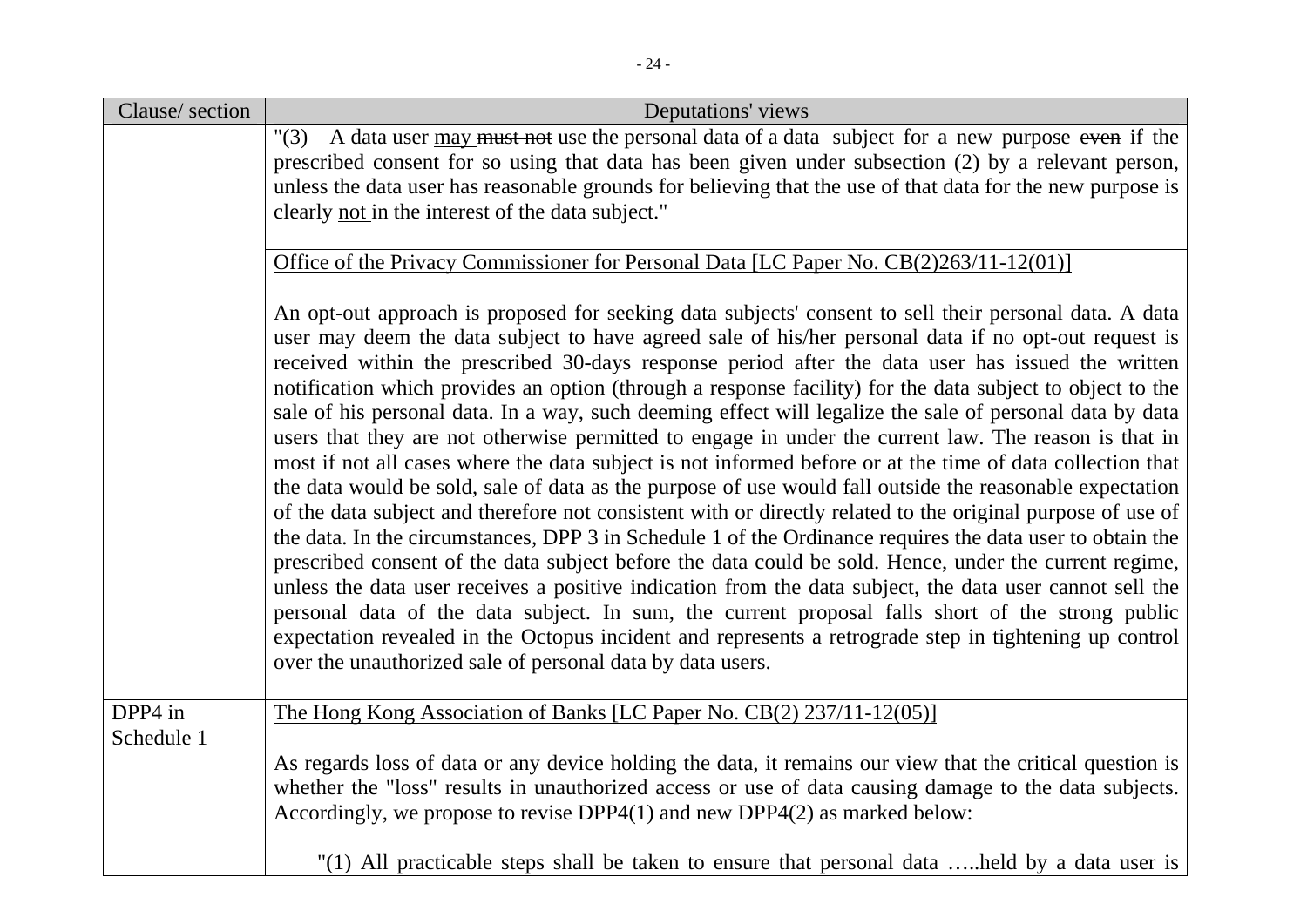| Clause/ section | Deputations' views |
|---|---|
| | "(3) A data user <u>may</u> ~~must not~~ use the personal data of a data subject for a new purpose ~~even~~ if the prescribed consent for so using that data has been given under subsection (2) by a relevant person, unless the data user has reasonable grounds for believing that the use of that data for the new purpose is clearly <u>not</u> in the interest of the data subject." |
| | <u>Office of the Privacy Commissioner for Personal Data [LC Paper No. CB(2)263/11-12(01)]</u><br><br>An opt-out approach is proposed for seeking data subjects' consent to sell their personal data. A data user may deem the data subject to have agreed sale of his/her personal data if no opt-out request is received within the prescribed 30-days response period after the data user has issued the written notification which provides an option (through a response facility) for the data subject to object to the sale of his personal data. In a way, such deeming effect will legalize the sale of personal data by data users that they are not otherwise permitted to engage in under the current law. The reason is that in most if not all cases where the data subject is not informed before or at the time of data collection that the data would be sold, sale of data as the purpose of use would fall outside the reasonable expectation of the data subject and therefore not consistent with or directly related to the original purpose of use of the data. In the circumstances, DPP 3 in Schedule 1 of the Ordinance requires the data user to obtain the prescribed consent of the data subject before the data could be sold. Hence, under the current regime, unless the data user receives a positive indication from the data subject, the data user cannot sell the personal data of the data subject. In sum, the current proposal falls short of the strong public expectation revealed in the Octopus incident and represents a retrograde step in tightening up control over the unauthorized sale of personal data by data users. |
| DPP4 in Schedule 1 | <u>The Hong Kong Association of Banks [LC Paper No. CB(2) 237/11-12(05)]</u><br><br>As regards loss of data or any device holding the data, it remains our view that the critical question is whether the "loss" results in unauthorized access or use of data causing damage to the data subjects. Accordingly, we propose to revise DPP4(1) and new DPP4(2) as marked below:<br><br>"(1) All practicable steps shall be taken to ensure that personal data …..held by a data user is |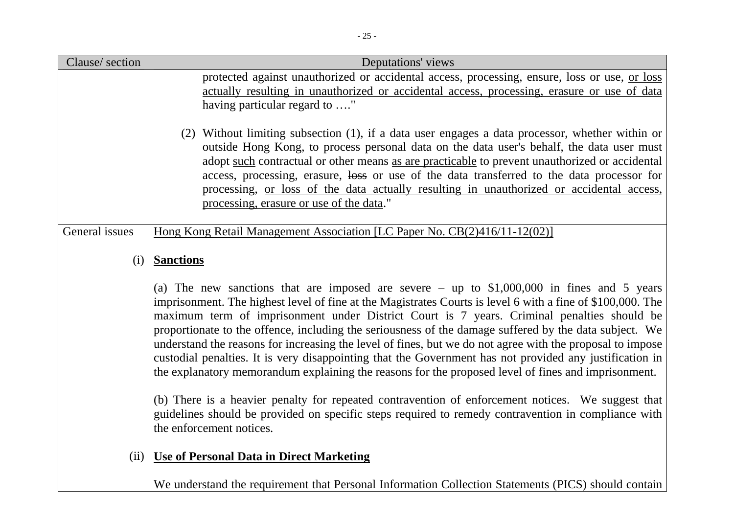| Clause/ section | Deputations' views |
|---|---|
| | protected against unauthorized or accidental access, processing, ensure, ~~loss~~ or use, <u>or loss actually resulting in unauthorized or accidental access, processing, erasure or use of data</u> having particular regard to …."<br><br>(2) Without limiting subsection (1), if a data user engages a data processor, whether within or outside Hong Kong, to process personal data on the data user's behalf, the data user must adopt <u>such</u> contractual or other means <u>as are practicable</u> to prevent unauthorized or accidental access, processing, erasure, ~~loss~~ or use of the data transferred to the data processor for processing, <u>or loss of the data actually resulting in unauthorized or accidental access, processing, erasure or use of the data</u>." |
| General issues | <u>Hong Kong Retail Management Association [LC Paper No. CB(2)416/11-12(02)]</u> |
| (i) | **<u>Sanctions</u>**<br><br>(a) The new sanctions that are imposed are severe – up to $1,000,000 in fines and 5 years imprisonment. The highest level of fine at the Magistrates Courts is level 6 with a fine of $100,000. The maximum term of imprisonment under District Court is 7 years. Criminal penalties should be proportionate to the offence, including the seriousness of the damage suffered by the data subject. We understand the reasons for increasing the level of fines, but we do not agree with the proposal to impose custodial penalties. It is very disappointing that the Government has not provided any justification in the explanatory memorandum explaining the reasons for the proposed level of fines and imprisonment.<br><br>(b) There is a heavier penalty for repeated contravention of enforcement notices. We suggest that guidelines should be provided on specific steps required to remedy contravention in compliance with the enforcement notices. |
| (ii) | **<u>Use of Personal Data in Direct Marketing</u>**<br><br>We understand the requirement that Personal Information Collection Statements (PICS) should contain |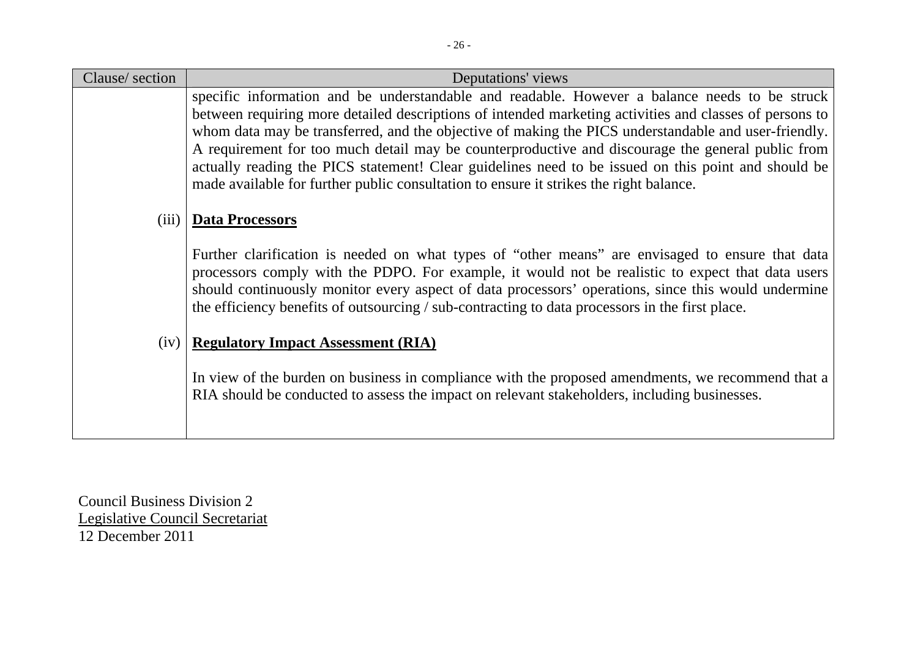| Clause/ section | Deputations' views |
| --- | --- |
| | specific information and be understandable and readable. However a balance needs to be struck between requiring more detailed descriptions of intended marketing activities and classes of persons to whom data may be transferred, and the objective of making the PICS understandable and user-friendly. A requirement for too much detail may be counterproductive and discourage the general public from actually reading the PICS statement! Clear guidelines need to be issued on this point and should be made available for further public consultation to ensure it strikes the right balance. |
| (iii) | **Data Processors**<br><br>Further clarification is needed on what types of "other means" are envisaged to ensure that data processors comply with the PDPO. For example, it would not be realistic to expect that data users should continuously monitor every aspect of data processors' operations, since this would undermine the efficiency benefits of outsourcing / sub-contracting to data processors in the first place. |
| (iv) | **Regulatory Impact Assessment (RIA)**<br><br>In view of the burden on business in compliance with the proposed amendments, we recommend that a RIA should be conducted to assess the impact on relevant stakeholders, including businesses. |

Council Business Division 2
Legislative Council Secretariat
12 December 2011